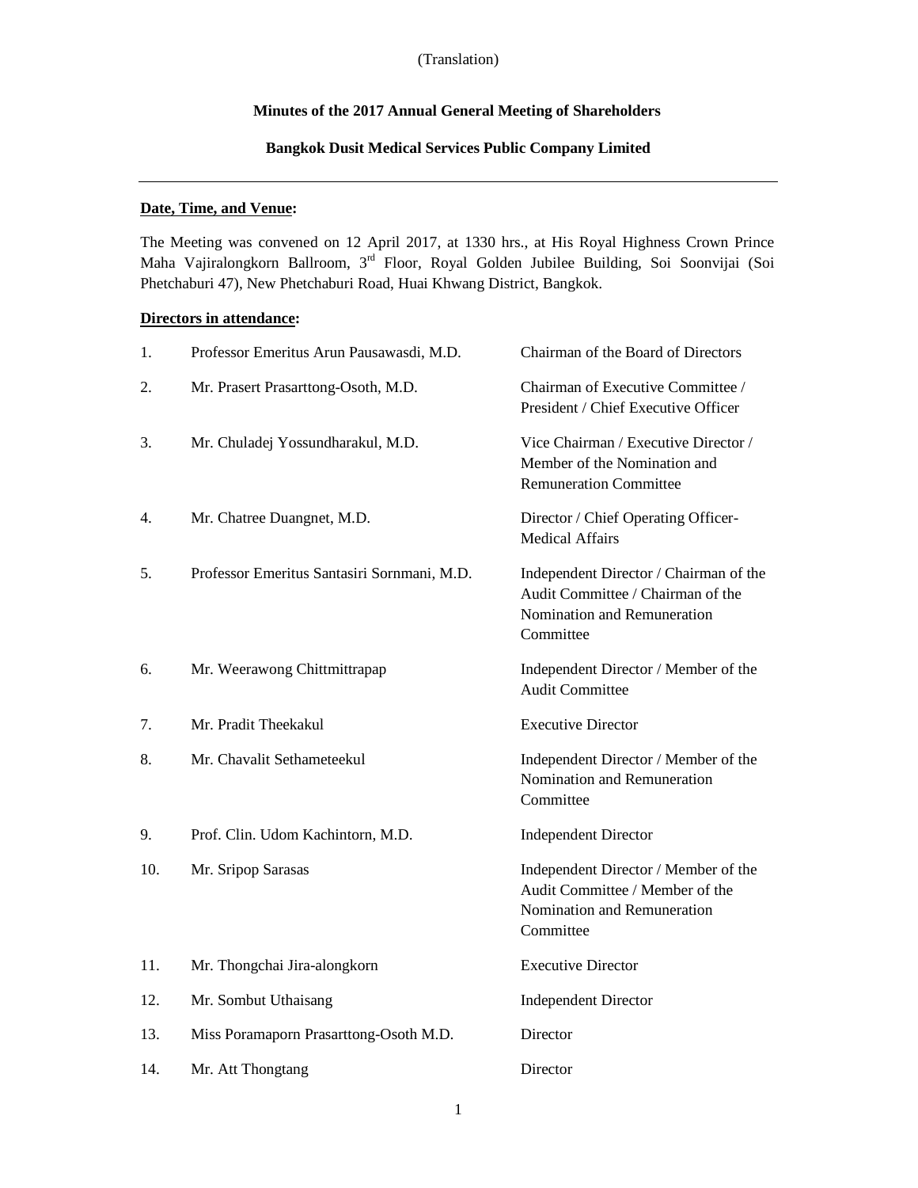(Translation)

# Minutes of the 2017 Annual General Meeting of Shareholders

## Bangkok Dusit Medical Services Public Company Limited

---

**Date, Time, and Venue:**

The Meeting was convened on 12 April 2017, at 1330 hrs., at His Royal Highness Crown Prince Maha Vajiralongkorn Ballroom, 3rd Floor, Royal Golden Jubilee Building, Soi Soonvijai (Soi Phetchaburi 47), New Phetchaburi Road, Huai Khwang District, Bangkok.

**Directors in attendance:**

| | | |
|---|---|---|
| 1. | Professor Emeritus Arun Pausawasdi, M.D. | Chairman of the Board of Directors |
| 2. | Mr. Prasert Prasarttong-Osoth, M.D. | Chairman of Executive Committee / President / Chief Executive Officer |
| 3. | Mr. Chuladej Yossundharakul, M.D. | Vice Chairman / Executive Director / Member of the Nomination and Remuneration Committee |
| 4. | Mr. Chatree Duangnet, M.D. | Director / Chief Operating Officer-Medical Affairs |
| 5. | Professor Emeritus Santasiri Sornmani, M.D. | Independent Director / Chairman of the Audit Committee / Chairman of the Nomination and Remuneration Committee |
| 6. | Mr. Weerawong Chittmittrapap | Independent Director / Member of the Audit Committee |
| 7. | Mr. Pradit Theekakul | Executive Director |
| 8. | Mr. Chavalit Sethameteekul | Independent Director / Member of the Nomination and Remuneration Committee |
| 9. | Prof. Clin. Udom Kachintorn, M.D. | Independent Director |
| 10. | Mr. Sripop Sarasas | Independent Director / Member of the Audit Committee / Member of the Nomination and Remuneration Committee |
| 11. | Mr. Thongchai Jira-alongkorn | Executive Director |
| 12. | Mr. Sombut Uthaisang | Independent Director |
| 13. | Miss Poramaporn Prasarttong-Osoth M.D. | Director |
| 14. | Mr. Att Thongtang | Director |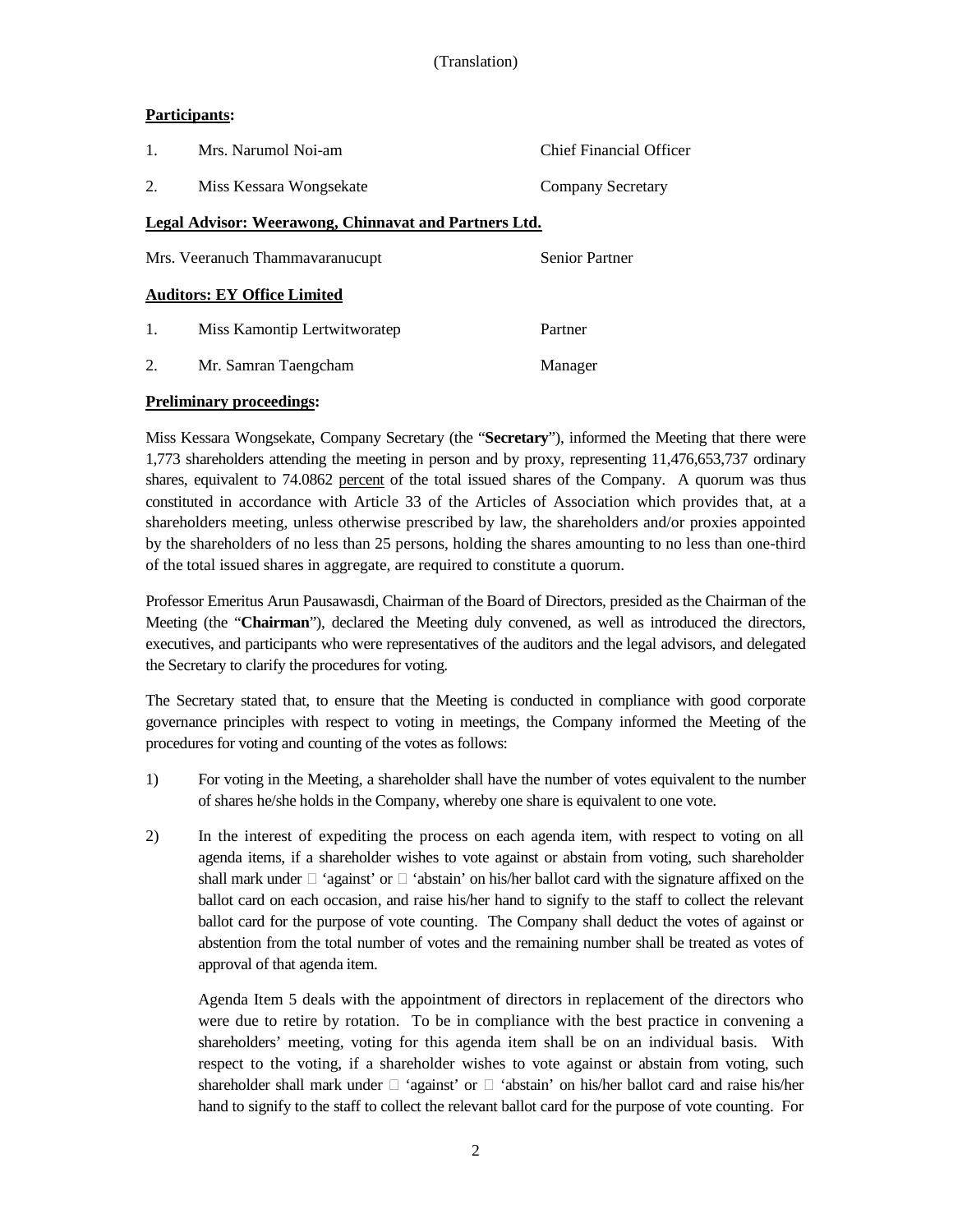(Translation)

**Participants:**

| | | |
|---|---|---|
| 1. | Mrs. Narumol Noi-am | Chief Financial Officer |
| 2. | Miss Kessara Wongsekate | Company Secretary |

**Legal Advisor: Weerawong, Chinnavat and Partners Ltd.**

| | |
|---|---|
| Mrs. Veeranuch Thammavaranucupt | Senior Partner |

**Auditors: EY Office Limited**

| | | |
|---|---|---|
| 1. | Miss Kamontip Lertwitworatep | Partner |
| 2. | Mr. Samran Taengcham | Manager |

**Preliminary proceedings:**

Miss Kessara Wongsekate, Company Secretary (the "**Secretary**"), informed the Meeting that there were 1,773 shareholders attending the meeting in person and by proxy, representing 11,476,653,737 ordinary shares, equivalent to 74.0862 percent of the total issued shares of the Company. A quorum was thus constituted in accordance with Article 33 of the Articles of Association which provides that, at a shareholders meeting, unless otherwise prescribed by law, the shareholders and/or proxies appointed by the shareholders of no less than 25 persons, holding the shares amounting to no less than one-third of the total issued shares in aggregate, are required to constitute a quorum.

Professor Emeritus Arun Pausawasdi, Chairman of the Board of Directors, presided as the Chairman of the Meeting (the "**Chairman**"), declared the Meeting duly convened, as well as introduced the directors, executives, and participants who were representatives of the auditors and the legal advisors, and delegated the Secretary to clarify the procedures for voting.

The Secretary stated that, to ensure that the Meeting is conducted in compliance with good corporate governance principles with respect to voting in meetings, the Company informed the Meeting of the procedures for voting and counting of the votes as follows:

1) For voting in the Meeting, a shareholder shall have the number of votes equivalent to the number of shares he/she holds in the Company, whereby one share is equivalent to one vote.

2) In the interest of expediting the process on each agenda item, with respect to voting on all agenda items, if a shareholder wishes to vote against or abstain from voting, such shareholder shall mark under □ 'against' or □ 'abstain' on his/her ballot card with the signature affixed on the ballot card on each occasion, and raise his/her hand to signify to the staff to collect the relevant ballot card for the purpose of vote counting. The Company shall deduct the votes of against or abstention from the total number of votes and the remaining number shall be treated as votes of approval of that agenda item.

   Agenda Item 5 deals with the appointment of directors in replacement of the directors who were due to retire by rotation. To be in compliance with the best practice in convening a shareholders' meeting, voting for this agenda item shall be on an individual basis. With respect to the voting, if a shareholder wishes to vote against or abstain from voting, such shareholder shall mark under □ 'against' or □ 'abstain' on his/her ballot card and raise his/her hand to signify to the staff to collect the relevant ballot card for the purpose of vote counting. For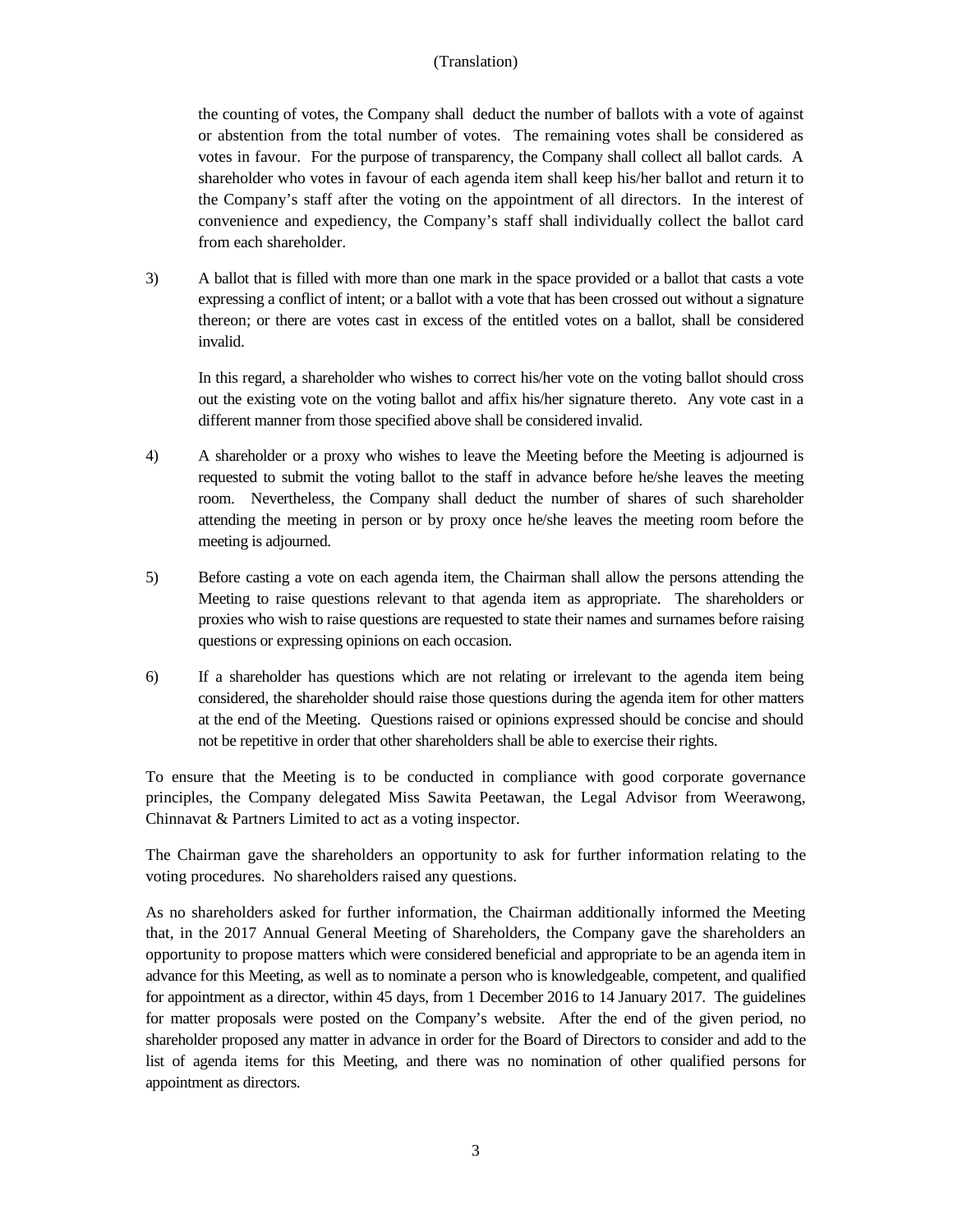the counting of votes, the Company shall deduct the number of ballots with a vote of against or abstention from the total number of votes. The remaining votes shall be considered as votes in favour. For the purpose of transparency, the Company shall collect all ballot cards. A shareholder who votes in favour of each agenda item shall keep his/her ballot and return it to the Company's staff after the voting on the appointment of all directors. In the interest of convenience and expediency, the Company's staff shall individually collect the ballot card from each shareholder.

3) A ballot that is filled with more than one mark in the space provided or a ballot that casts a vote expressing a conflict of intent; or a ballot with a vote that has been crossed out without a signature thereon; or there are votes cast in excess of the entitled votes on a ballot, shall be considered invalid.

   In this regard, a shareholder who wishes to correct his/her vote on the voting ballot should cross out the existing vote on the voting ballot and affix his/her signature thereto. Any vote cast in a different manner from those specified above shall be considered invalid.

4) A shareholder or a proxy who wishes to leave the Meeting before the Meeting is adjourned is requested to submit the voting ballot to the staff in advance before he/she leaves the meeting room. Nevertheless, the Company shall deduct the number of shares of such shareholder attending the meeting in person or by proxy once he/she leaves the meeting room before the meeting is adjourned.

5) Before casting a vote on each agenda item, the Chairman shall allow the persons attending the Meeting to raise questions relevant to that agenda item as appropriate. The shareholders or proxies who wish to raise questions are requested to state their names and surnames before raising questions or expressing opinions on each occasion.

6) If a shareholder has questions which are not relating or irrelevant to the agenda item being considered, the shareholder should raise those questions during the agenda item for other matters at the end of the Meeting. Questions raised or opinions expressed should be concise and should not be repetitive in order that other shareholders shall be able to exercise their rights.

To ensure that the Meeting is to be conducted in compliance with good corporate governance principles, the Company delegated Miss Sawita Peetawan, the Legal Advisor from Weerawong, Chinnavat & Partners Limited to act as a voting inspector.

The Chairman gave the shareholders an opportunity to ask for further information relating to the voting procedures. No shareholders raised any questions.

As no shareholders asked for further information, the Chairman additionally informed the Meeting that, in the 2017 Annual General Meeting of Shareholders, the Company gave the shareholders an opportunity to propose matters which were considered beneficial and appropriate to be an agenda item in advance for this Meeting, as well as to nominate a person who is knowledgeable, competent, and qualified for appointment as a director, within 45 days, from 1 December 2016 to 14 January 2017. The guidelines for matter proposals were posted on the Company's website. After the end of the given period, no shareholder proposed any matter in advance in order for the Board of Directors to consider and add to the list of agenda items for this Meeting, and there was no nomination of other qualified persons for appointment as directors.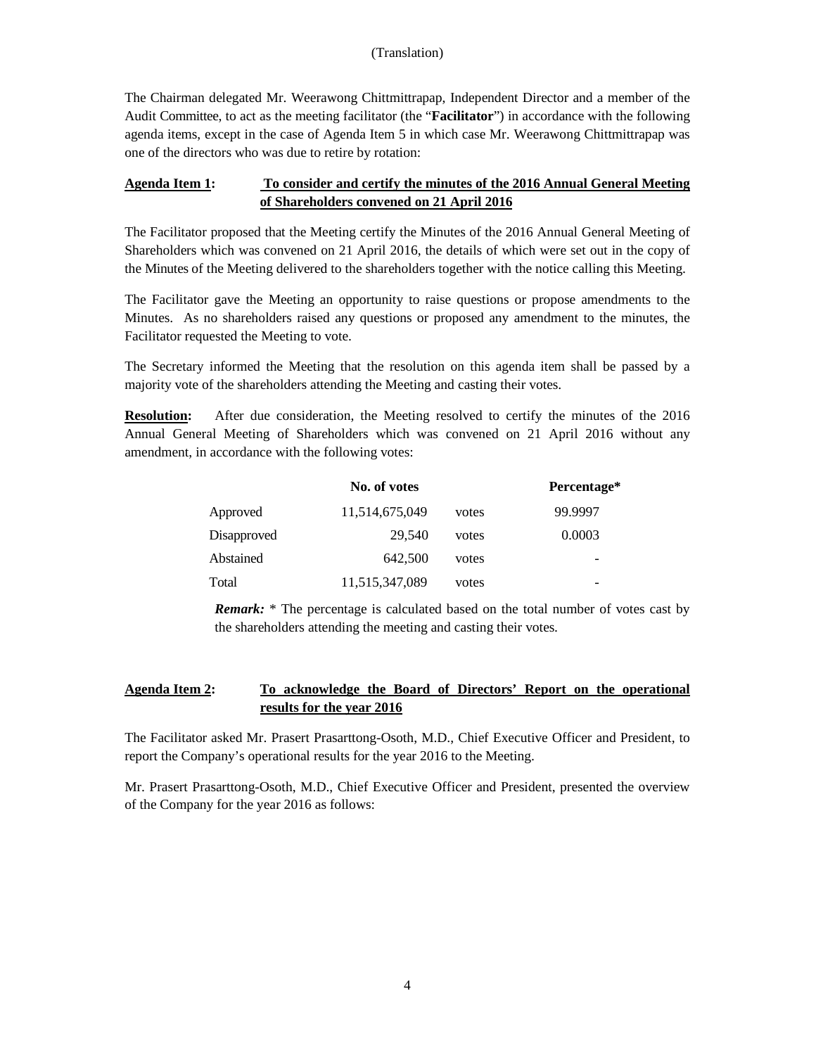(Translation)

The Chairman delegated Mr. Weerawong Chittmittrapap, Independent Director and a member of the Audit Committee, to act as the meeting facilitator (the "**Facilitator**") in accordance with the following agenda items, except in the case of Agenda Item 5 in which case Mr. Weerawong Chittmittrapap was one of the directors who was due to retire by rotation:

**Agenda Item 1: To consider and certify the minutes of the 2016 Annual General Meeting of Shareholders convened on 21 April 2016**

The Facilitator proposed that the Meeting certify the Minutes of the 2016 Annual General Meeting of Shareholders which was convened on 21 April 2016, the details of which were set out in the copy of the Minutes of the Meeting delivered to the shareholders together with the notice calling this Meeting.

The Facilitator gave the Meeting an opportunity to raise questions or propose amendments to the Minutes. As no shareholders raised any questions or proposed any amendment to the minutes, the Facilitator requested the Meeting to vote.

The Secretary informed the Meeting that the resolution on this agenda item shall be passed by a majority vote of the shareholders attending the Meeting and casting their votes.

**Resolution:** After due consideration, the Meeting resolved to certify the minutes of the 2016 Annual General Meeting of Shareholders which was convened on 21 April 2016 without any amendment, in accordance with the following votes:

| | No. of votes | | Percentage* |
|---|---|---|---|
| Approved | 11,514,675,049 | votes | 99.9997 |
| Disapproved | 29,540 | votes | 0.0003 |
| Abstained | 642,500 | votes | - |
| Total | 11,515,347,089 | votes | - |

***Remark:*** * The percentage is calculated based on the total number of votes cast by the shareholders attending the meeting and casting their votes.

**Agenda Item 2: To acknowledge the Board of Directors' Report on the operational results for the year 2016**

The Facilitator asked Mr. Prasert Prasarttong-Osoth, M.D., Chief Executive Officer and President, to report the Company's operational results for the year 2016 to the Meeting.

Mr. Prasert Prasarttong-Osoth, M.D., Chief Executive Officer and President, presented the overview of the Company for the year 2016 as follows: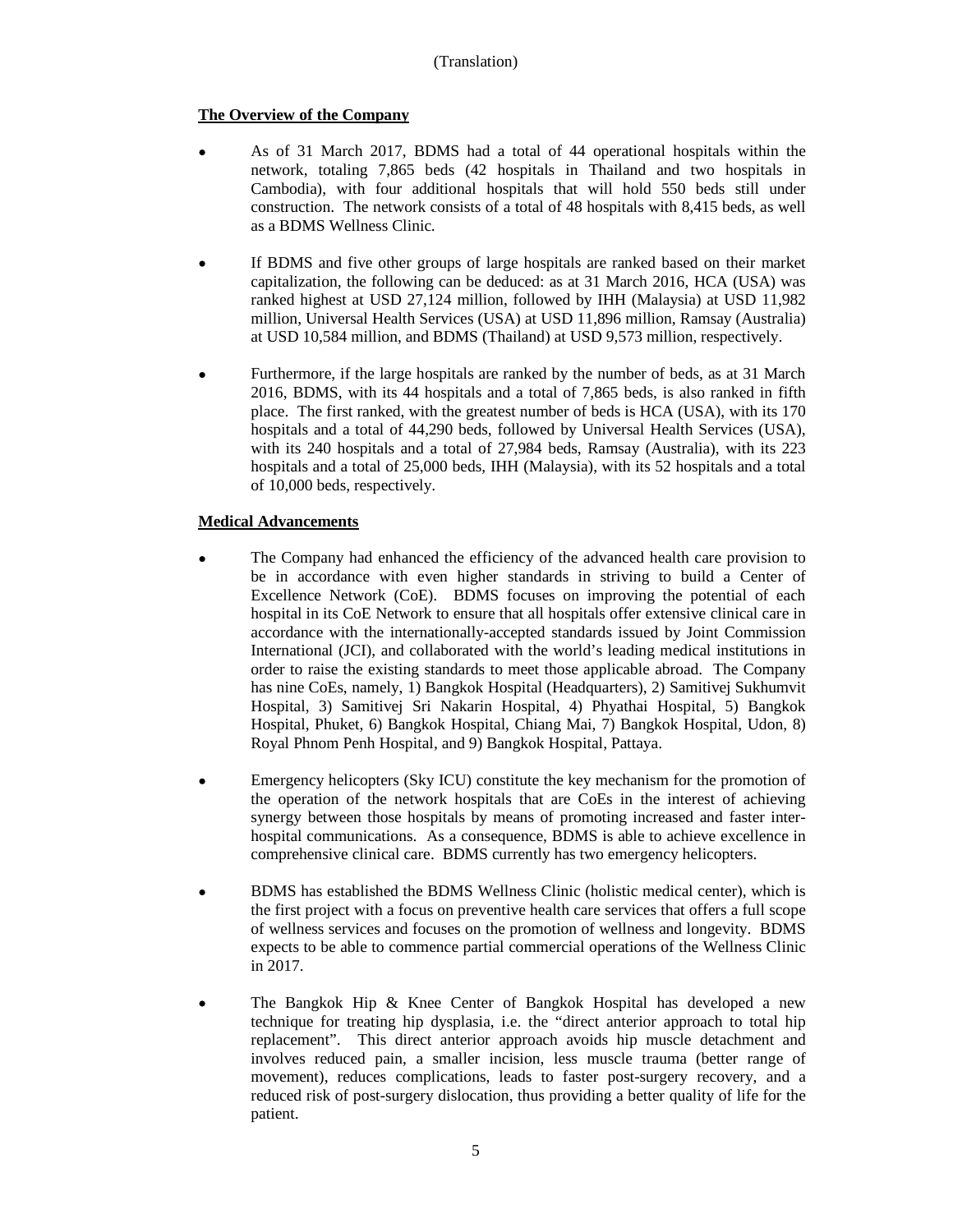(Translation)

**The Overview of the Company**

- As of 31 March 2017, BDMS had a total of 44 operational hospitals within the network, totaling 7,865 beds (42 hospitals in Thailand and two hospitals in Cambodia), with four additional hospitals that will hold 550 beds still under construction. The network consists of a total of 48 hospitals with 8,415 beds, as well as a BDMS Wellness Clinic.
- If BDMS and five other groups of large hospitals are ranked based on their market capitalization, the following can be deduced: as at 31 March 2016, HCA (USA) was ranked highest at USD 27,124 million, followed by IHH (Malaysia) at USD 11,982 million, Universal Health Services (USA) at USD 11,896 million, Ramsay (Australia) at USD 10,584 million, and BDMS (Thailand) at USD 9,573 million, respectively.
- Furthermore, if the large hospitals are ranked by the number of beds, as at 31 March 2016, BDMS, with its 44 hospitals and a total of 7,865 beds, is also ranked in fifth place. The first ranked, with the greatest number of beds is HCA (USA), with its 170 hospitals and a total of 44,290 beds, followed by Universal Health Services (USA), with its 240 hospitals and a total of 27,984 beds, Ramsay (Australia), with its 223 hospitals and a total of 25,000 beds, IHH (Malaysia), with its 52 hospitals and a total of 10,000 beds, respectively.

**Medical Advancements**

- The Company had enhanced the efficiency of the advanced health care provision to be in accordance with even higher standards in striving to build a Center of Excellence Network (CoE). BDMS focuses on improving the potential of each hospital in its CoE Network to ensure that all hospitals offer extensive clinical care in accordance with the internationally-accepted standards issued by Joint Commission International (JCI), and collaborated with the world's leading medical institutions in order to raise the existing standards to meet those applicable abroad. The Company has nine CoEs, namely, 1) Bangkok Hospital (Headquarters), 2) Samitivej Sukhumvit Hospital, 3) Samitivej Sri Nakarin Hospital, 4) Phyathai Hospital, 5) Bangkok Hospital, Phuket, 6) Bangkok Hospital, Chiang Mai, 7) Bangkok Hospital, Udon, 8) Royal Phnom Penh Hospital, and 9) Bangkok Hospital, Pattaya.
- Emergency helicopters (Sky ICU) constitute the key mechanism for the promotion of the operation of the network hospitals that are CoEs in the interest of achieving synergy between those hospitals by means of promoting increased and faster inter-hospital communications. As a consequence, BDMS is able to achieve excellence in comprehensive clinical care. BDMS currently has two emergency helicopters.
- BDMS has established the BDMS Wellness Clinic (holistic medical center), which is the first project with a focus on preventive health care services that offers a full scope of wellness services and focuses on the promotion of wellness and longevity. BDMS expects to be able to commence partial commercial operations of the Wellness Clinic in 2017.
- The Bangkok Hip & Knee Center of Bangkok Hospital has developed a new technique for treating hip dysplasia, i.e. the "direct anterior approach to total hip replacement". This direct anterior approach avoids hip muscle detachment and involves reduced pain, a smaller incision, less muscle trauma (better range of movement), reduces complications, leads to faster post-surgery recovery, and a reduced risk of post-surgery dislocation, thus providing a better quality of life for the patient.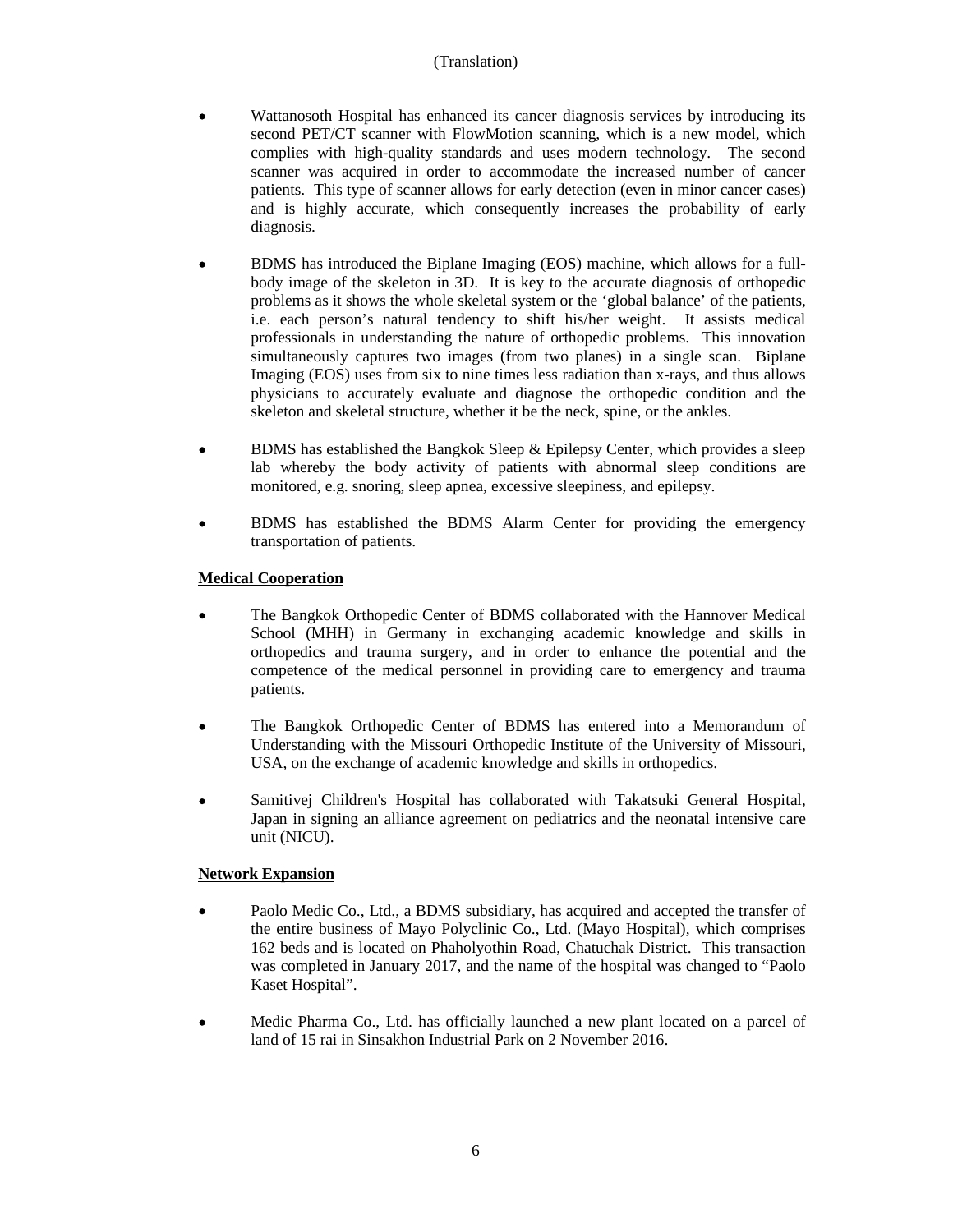(Translation)

- Wattanosoth Hospital has enhanced its cancer diagnosis services by introducing its second PET/CT scanner with FlowMotion scanning, which is a new model, which complies with high-quality standards and uses modern technology. The second scanner was acquired in order to accommodate the increased number of cancer patients. This type of scanner allows for early detection (even in minor cancer cases) and is highly accurate, which consequently increases the probability of early diagnosis.

- BDMS has introduced the Biplane Imaging (EOS) machine, which allows for a full-body image of the skeleton in 3D. It is key to the accurate diagnosis of orthopedic problems as it shows the whole skeletal system or the 'global balance' of the patients, i.e. each person's natural tendency to shift his/her weight. It assists medical professionals in understanding the nature of orthopedic problems. This innovation simultaneously captures two images (from two planes) in a single scan. Biplane Imaging (EOS) uses from six to nine times less radiation than x-rays, and thus allows physicians to accurately evaluate and diagnose the orthopedic condition and the skeleton and skeletal structure, whether it be the neck, spine, or the ankles.

- BDMS has established the Bangkok Sleep & Epilepsy Center, which provides a sleep lab whereby the body activity of patients with abnormal sleep conditions are monitored, e.g. snoring, sleep apnea, excessive sleepiness, and epilepsy.

- BDMS has established the BDMS Alarm Center for providing the emergency transportation of patients.

**Medical Cooperation**

- The Bangkok Orthopedic Center of BDMS collaborated with the Hannover Medical School (MHH) in Germany in exchanging academic knowledge and skills in orthopedics and trauma surgery, and in order to enhance the potential and the competence of the medical personnel in providing care to emergency and trauma patients.

- The Bangkok Orthopedic Center of BDMS has entered into a Memorandum of Understanding with the Missouri Orthopedic Institute of the University of Missouri, USA, on the exchange of academic knowledge and skills in orthopedics.

- Samitivej Children's Hospital has collaborated with Takatsuki General Hospital, Japan in signing an alliance agreement on pediatrics and the neonatal intensive care unit (NICU).

**Network Expansion**

- Paolo Medic Co., Ltd., a BDMS subsidiary, has acquired and accepted the transfer of the entire business of Mayo Polyclinic Co., Ltd. (Mayo Hospital), which comprises 162 beds and is located on Phaholyothin Road, Chatuchak District. This transaction was completed in January 2017, and the name of the hospital was changed to "Paolo Kaset Hospital".

- Medic Pharma Co., Ltd. has officially launched a new plant located on a parcel of land of 15 rai in Sinsakhon Industrial Park on 2 November 2016.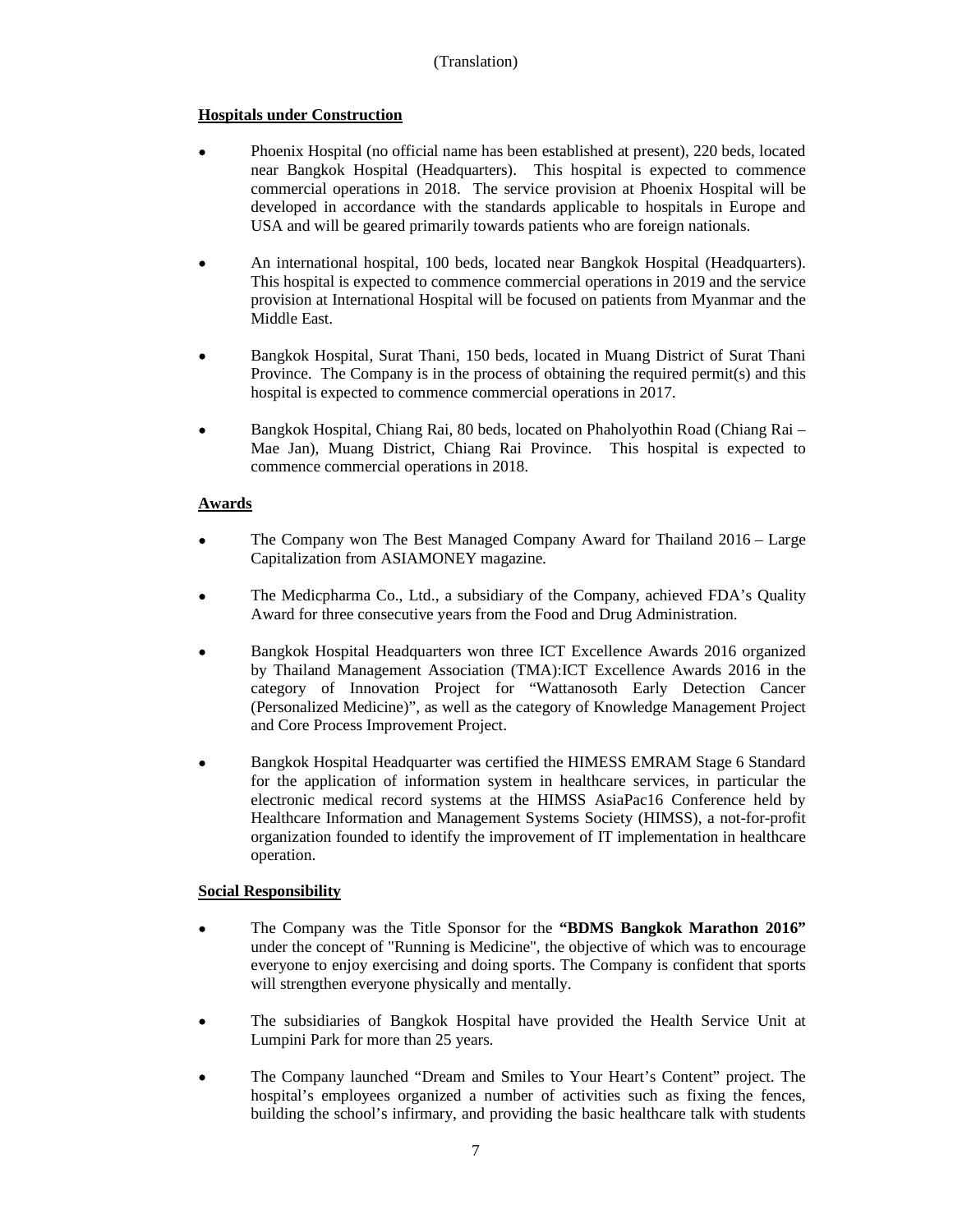**Hospitals under Construction**

- Phoenix Hospital (no official name has been established at present), 220 beds, located near Bangkok Hospital (Headquarters). This hospital is expected to commence commercial operations in 2018. The service provision at Phoenix Hospital will be developed in accordance with the standards applicable to hospitals in Europe and USA and will be geared primarily towards patients who are foreign nationals.
- An international hospital, 100 beds, located near Bangkok Hospital (Headquarters). This hospital is expected to commence commercial operations in 2019 and the service provision at International Hospital will be focused on patients from Myanmar and the Middle East.
- Bangkok Hospital, Surat Thani, 150 beds, located in Muang District of Surat Thani Province. The Company is in the process of obtaining the required permit(s) and this hospital is expected to commence commercial operations in 2017.
- Bangkok Hospital, Chiang Rai, 80 beds, located on Phaholyothin Road (Chiang Rai – Mae Jan), Muang District, Chiang Rai Province. This hospital is expected to commence commercial operations in 2018.

**Awards**

- The Company won The Best Managed Company Award for Thailand 2016 – Large Capitalization from ASIAMONEY magazine.
- The Medicpharma Co., Ltd., a subsidiary of the Company, achieved FDA's Quality Award for three consecutive years from the Food and Drug Administration.
- Bangkok Hospital Headquarters won three ICT Excellence Awards 2016 organized by Thailand Management Association (TMA):ICT Excellence Awards 2016 in the category of Innovation Project for "Wattanosoth Early Detection Cancer (Personalized Medicine)", as well as the category of Knowledge Management Project and Core Process Improvement Project.
- Bangkok Hospital Headquarter was certified the HIMESS EMRAM Stage 6 Standard for the application of information system in healthcare services, in particular the electronic medical record systems at the HIMSS AsiaPac16 Conference held by Healthcare Information and Management Systems Society (HIMSS), a not-for-profit organization founded to identify the improvement of IT implementation in healthcare operation.

**Social Responsibility**

- The Company was the Title Sponsor for the **"BDMS Bangkok Marathon 2016"** under the concept of "Running is Medicine", the objective of which was to encourage everyone to enjoy exercising and doing sports. The Company is confident that sports will strengthen everyone physically and mentally.
- The subsidiaries of Bangkok Hospital have provided the Health Service Unit at Lumpini Park for more than 25 years.
- The Company launched "Dream and Smiles to Your Heart's Content" project. The hospital's employees organized a number of activities such as fixing the fences, building the school's infirmary, and providing the basic healthcare talk with students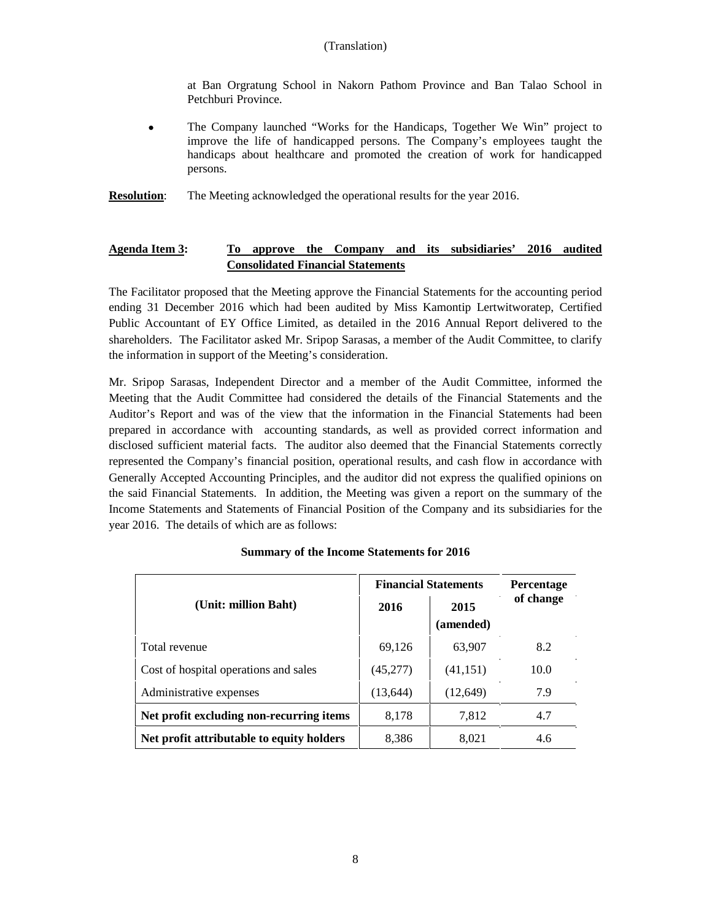(Translation)

at Ban Orgratung School in Nakorn Pathom Province and Ban Talao School in Petchburi Province.

- The Company launched "Works for the Handicaps, Together We Win" project to improve the life of handicapped persons. The Company's employees taught the handicaps about healthcare and promoted the creation of work for handicapped persons.

**Resolution**: The Meeting acknowledged the operational results for the year 2016.

**Agenda Item 3: To approve the Company and its subsidiaries' 2016 audited Consolidated Financial Statements**

The Facilitator proposed that the Meeting approve the Financial Statements for the accounting period ending 31 December 2016 which had been audited by Miss Kamontip Lertwitworatep, Certified Public Accountant of EY Office Limited, as detailed in the 2016 Annual Report delivered to the shareholders. The Facilitator asked Mr. Sripop Sarasas, a member of the Audit Committee, to clarify the information in support of the Meeting's consideration.

Mr. Sripop Sarasas, Independent Director and a member of the Audit Committee, informed the Meeting that the Audit Committee had considered the details of the Financial Statements and the Auditor's Report and was of the view that the information in the Financial Statements had been prepared in accordance with accounting standards, as well as provided correct information and disclosed sufficient material facts. The auditor also deemed that the Financial Statements correctly represented the Company's financial position, operational results, and cash flow in accordance with Generally Accepted Accounting Principles, and the auditor did not express the qualified opinions on the said Financial Statements. In addition, the Meeting was given a report on the summary of the Income Statements and Statements of Financial Position of the Company and its subsidiaries for the year 2016. The details of which are as follows:

**Summary of the Income Statements for 2016**

| (Unit: million Baht) | Financial Statements | | Percentage of change |
|---|---|---|---|
| | 2016 | 2015 (amended) | |
| Total revenue | 69,126 | 63,907 | 8.2 |
| Cost of hospital operations and sales | (45,277) | (41,151) | 10.0 |
| Administrative expenses | (13,644) | (12,649) | 7.9 |
| **Net profit excluding non-recurring items** | 8,178 | 7,812 | 4.7 |
| **Net profit attributable to equity holders** | 8,386 | 8,021 | 4.6 |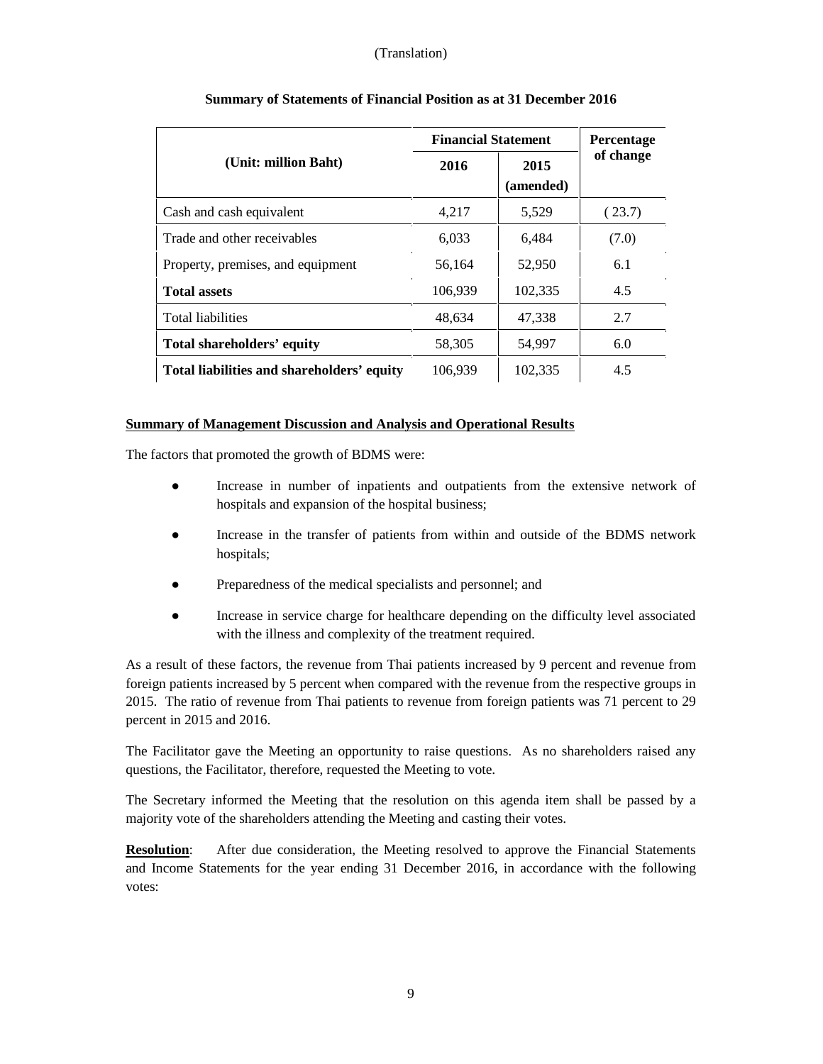(Translation)

**Summary of Statements of Financial Position as at 31 December 2016**

| (Unit: million Baht) | Financial Statement | | Percentage of change |
|---|---|---|---|
| | 2016 | 2015 (amended) | |
| Cash and cash equivalent | 4,217 | 5,529 | ( 23.7) |
| Trade and other receivables | 6,033 | 6,484 | (7.0) |
| Property, premises, and equipment | 56,164 | 52,950 | 6.1 |
| **Total assets** | 106,939 | 102,335 | 4.5 |
| Total liabilities | 48,634 | 47,338 | 2.7 |
| **Total shareholders' equity** | 58,305 | 54,997 | 6.0 |
| **Total liabilities and shareholders' equity** | 106,939 | 102,335 | 4.5 |

**<u>Summary of Management Discussion and Analysis and Operational Results</u>**

The factors that promoted the growth of BDMS were:

- Increase in number of inpatients and outpatients from the extensive network of hospitals and expansion of the hospital business;
- Increase in the transfer of patients from within and outside of the BDMS network hospitals;
- Preparedness of the medical specialists and personnel; and
- Increase in service charge for healthcare depending on the difficulty level associated with the illness and complexity of the treatment required.

As a result of these factors, the revenue from Thai patients increased by 9 percent and revenue from foreign patients increased by 5 percent when compared with the revenue from the respective groups in 2015. The ratio of revenue from Thai patients to revenue from foreign patients was 71 percent to 29 percent in 2015 and 2016.

The Facilitator gave the Meeting an opportunity to raise questions. As no shareholders raised any questions, the Facilitator, therefore, requested the Meeting to vote.

The Secretary informed the Meeting that the resolution on this agenda item shall be passed by a majority vote of the shareholders attending the Meeting and casting their votes.

**<u>Resolution</u>**: After due consideration, the Meeting resolved to approve the Financial Statements and Income Statements for the year ending 31 December 2016, in accordance with the following votes: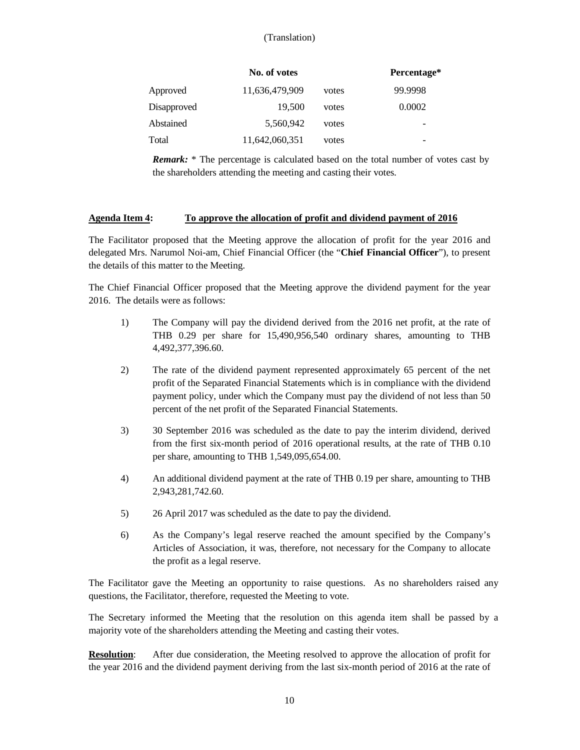(Translation)

| | No. of votes | | Percentage* |
|---|---|---|---|
| Approved | 11,636,479,909 | votes | 99.9998 |
| Disapproved | 19,500 | votes | 0.0002 |
| Abstained | 5,560,942 | votes | - |
| Total | 11,642,060,351 | votes | - |

***Remark:*** * The percentage is calculated based on the total number of votes cast by the shareholders attending the meeting and casting their votes.

**Agenda Item 4: To approve the allocation of profit and dividend payment of 2016**

The Facilitator proposed that the Meeting approve the allocation of profit for the year 2016 and delegated Mrs. Narumol Noi-am, Chief Financial Officer (the "**Chief Financial Officer**"), to present the details of this matter to the Meeting.

The Chief Financial Officer proposed that the Meeting approve the dividend payment for the year 2016. The details were as follows:

1) The Company will pay the dividend derived from the 2016 net profit, at the rate of THB 0.29 per share for 15,490,956,540 ordinary shares, amounting to THB 4,492,377,396.60.

2) The rate of the dividend payment represented approximately 65 percent of the net profit of the Separated Financial Statements which is in compliance with the dividend payment policy, under which the Company must pay the dividend of not less than 50 percent of the net profit of the Separated Financial Statements.

3) 30 September 2016 was scheduled as the date to pay the interim dividend, derived from the first six-month period of 2016 operational results, at the rate of THB 0.10 per share, amounting to THB 1,549,095,654.00.

4) An additional dividend payment at the rate of THB 0.19 per share, amounting to THB 2,943,281,742.60.

5) 26 April 2017 was scheduled as the date to pay the dividend.

6) As the Company's legal reserve reached the amount specified by the Company's Articles of Association, it was, therefore, not necessary for the Company to allocate the profit as a legal reserve.

The Facilitator gave the Meeting an opportunity to raise questions. As no shareholders raised any questions, the Facilitator, therefore, requested the Meeting to vote.

The Secretary informed the Meeting that the resolution on this agenda item shall be passed by a majority vote of the shareholders attending the Meeting and casting their votes.

**Resolution**: After due consideration, the Meeting resolved to approve the allocation of profit for the year 2016 and the dividend payment deriving from the last six-month period of 2016 at the rate of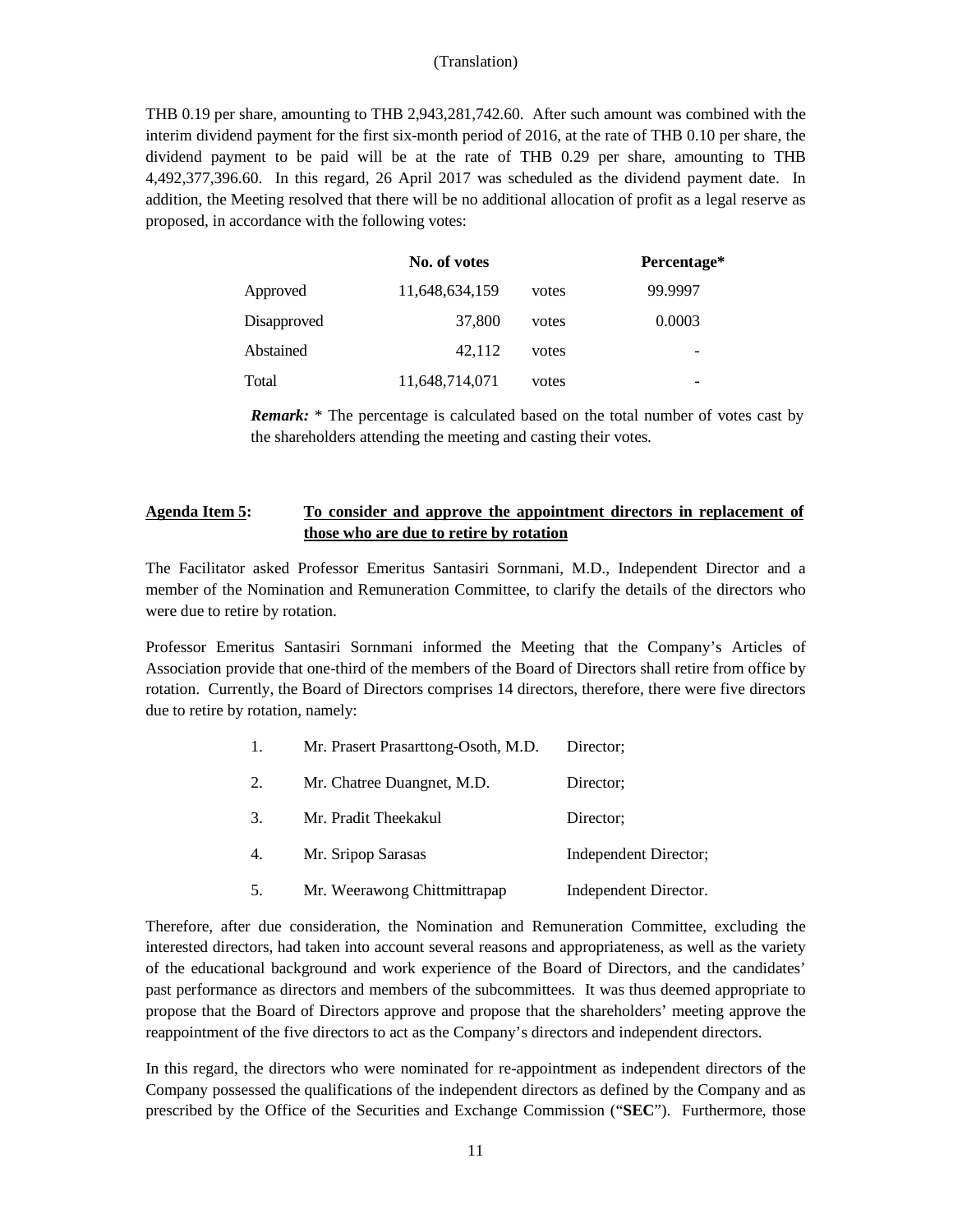THB 0.19 per share, amounting to THB 2,943,281,742.60. After such amount was combined with the interim dividend payment for the first six-month period of 2016, at the rate of THB 0.10 per share, the dividend payment to be paid will be at the rate of THB 0.29 per share, amounting to THB 4,492,377,396.60. In this regard, 26 April 2017 was scheduled as the dividend payment date. In addition, the Meeting resolved that there will be no additional allocation of profit as a legal reserve as proposed, in accordance with the following votes:

| | No. of votes | | Percentage* |
|---|---|---|---|
| Approved | 11,648,634,159 | votes | 99.9997 |
| Disapproved | 37,800 | votes | 0.0003 |
| Abstained | 42,112 | votes | - |
| Total | 11,648,714,071 | votes | - |

***Remark:*** * The percentage is calculated based on the total number of votes cast by the shareholders attending the meeting and casting their votes.

**Agenda Item 5:** **To consider and approve the appointment directors in replacement of those who are due to retire by rotation**

The Facilitator asked Professor Emeritus Santasiri Sornmani, M.D., Independent Director and a member of the Nomination and Remuneration Committee, to clarify the details of the directors who were due to retire by rotation.

Professor Emeritus Santasiri Sornmani informed the Meeting that the Company's Articles of Association provide that one-third of the members of the Board of Directors shall retire from office by rotation. Currently, the Board of Directors comprises 14 directors, therefore, there were five directors due to retire by rotation, namely:

1. Mr. Prasert Prasarttong-Osoth, M.D. Director;
2. Mr. Chatree Duangnet, M.D. Director;
3. Mr. Pradit Theekakul Director;
4. Mr. Sripop Sarasas Independent Director;
5. Mr. Weerawong Chittmittrapap Independent Director.

Therefore, after due consideration, the Nomination and Remuneration Committee, excluding the interested directors, had taken into account several reasons and appropriateness, as well as the variety of the educational background and work experience of the Board of Directors, and the candidates' past performance as directors and members of the subcommittees. It was thus deemed appropriate to propose that the Board of Directors approve and propose that the shareholders' meeting approve the reappointment of the five directors to act as the Company's directors and independent directors.

In this regard, the directors who were nominated for re-appointment as independent directors of the Company possessed the qualifications of the independent directors as defined by the Company and as prescribed by the Office of the Securities and Exchange Commission ("**SEC**"). Furthermore, those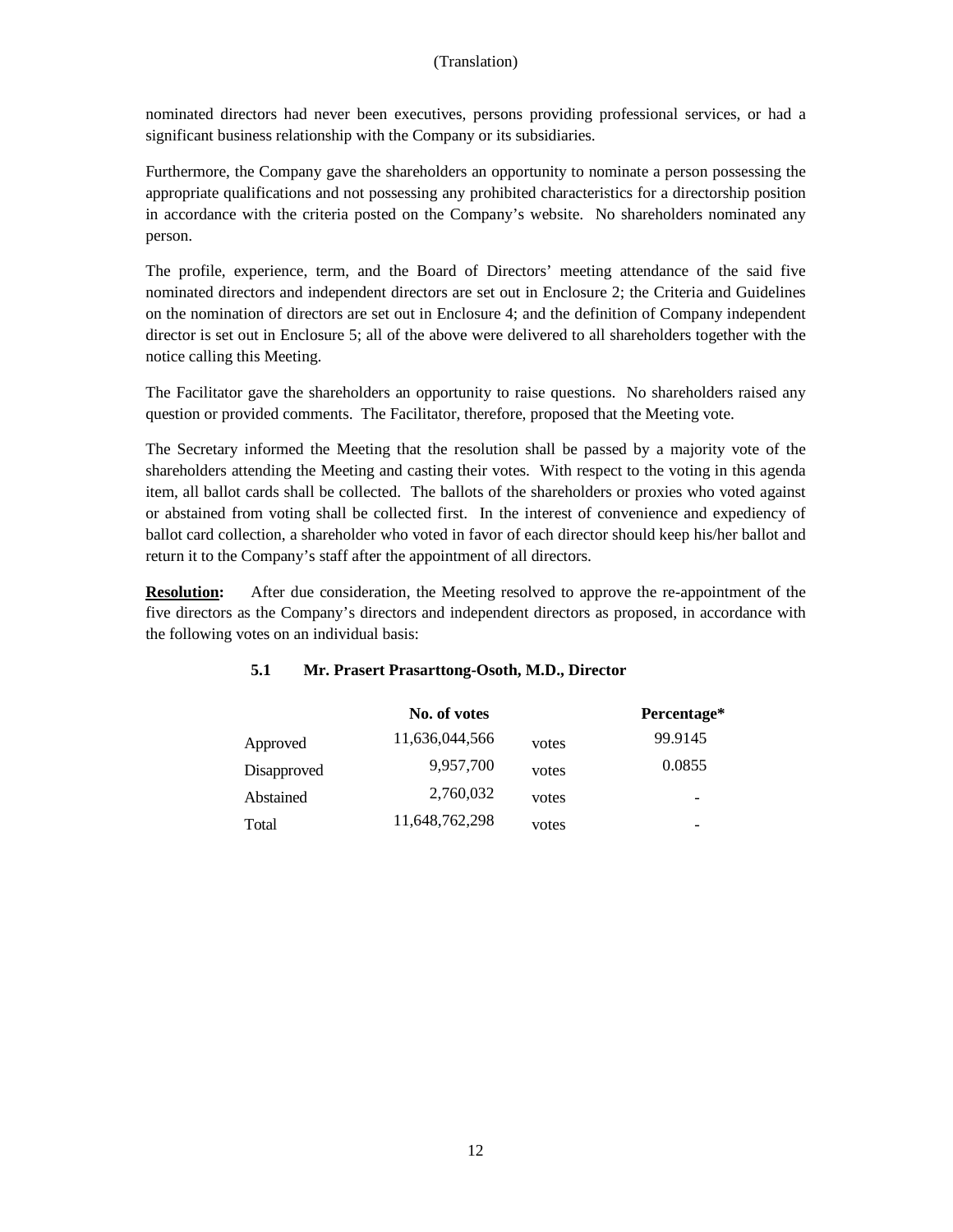nominated directors had never been executives, persons providing professional services, or had a significant business relationship with the Company or its subsidiaries.

Furthermore, the Company gave the shareholders an opportunity to nominate a person possessing the appropriate qualifications and not possessing any prohibited characteristics for a directorship position in accordance with the criteria posted on the Company's website. No shareholders nominated any person.

The profile, experience, term, and the Board of Directors' meeting attendance of the said five nominated directors and independent directors are set out in Enclosure 2; the Criteria and Guidelines on the nomination of directors are set out in Enclosure 4; and the definition of Company independent director is set out in Enclosure 5; all of the above were delivered to all shareholders together with the notice calling this Meeting.

The Facilitator gave the shareholders an opportunity to raise questions. No shareholders raised any question or provided comments. The Facilitator, therefore, proposed that the Meeting vote.

The Secretary informed the Meeting that the resolution shall be passed by a majority vote of the shareholders attending the Meeting and casting their votes. With respect to the voting in this agenda item, all ballot cards shall be collected. The ballots of the shareholders or proxies who voted against or abstained from voting shall be collected first. In the interest of convenience and expediency of ballot card collection, a shareholder who voted in favor of each director should keep his/her ballot and return it to the Company's staff after the appointment of all directors.

**Resolution:** After due consideration, the Meeting resolved to approve the re-appointment of the five directors as the Company's directors and independent directors as proposed, in accordance with the following votes on an individual basis:

**5.1 Mr. Prasert Prasarttong-Osoth, M.D., Director**

| | No. of votes | | Percentage* |
|---|---|---|---|
| Approved | 11,636,044,566 | votes | 99.9145 |
| Disapproved | 9,957,700 | votes | 0.0855 |
| Abstained | 2,760,032 | votes | - |
| Total | 11,648,762,298 | votes | - |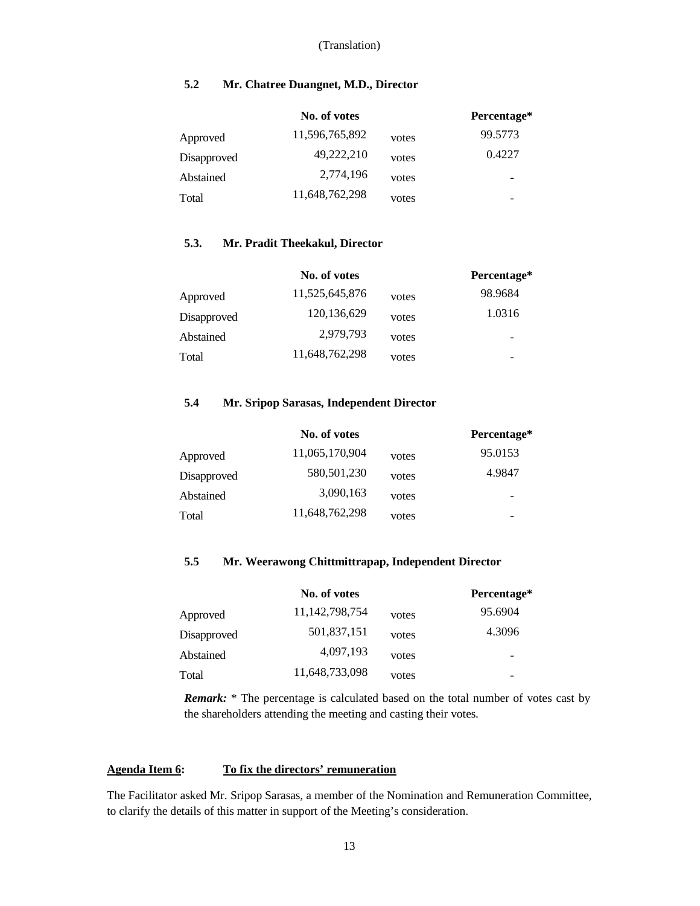(Translation)

**5.2 Mr. Chatree Duangnet, M.D., Director**

| | No. of votes | | Percentage* |
|---|---|---|---|
| Approved | 11,596,765,892 | votes | 99.5773 |
| Disapproved | 49,222,210 | votes | 0.4227 |
| Abstained | 2,774,196 | votes | - |
| Total | 11,648,762,298 | votes | - |

**5.3. Mr. Pradit Theekakul, Director**

| | No. of votes | | Percentage* |
|---|---|---|---|
| Approved | 11,525,645,876 | votes | 98.9684 |
| Disapproved | 120,136,629 | votes | 1.0316 |
| Abstained | 2,979,793 | votes | - |
| Total | 11,648,762,298 | votes | - |

**5.4 Mr. Sripop Sarasas, Independent Director**

| | No. of votes | | Percentage* |
|---|---|---|---|
| Approved | 11,065,170,904 | votes | 95.0153 |
| Disapproved | 580,501,230 | votes | 4.9847 |
| Abstained | 3,090,163 | votes | - |
| Total | 11,648,762,298 | votes | - |

**5.5 Mr. Weerawong Chittmittrapap, Independent Director**

| | No. of votes | | Percentage* |
|---|---|---|---|
| Approved | 11,142,798,754 | votes | 95.6904 |
| Disapproved | 501,837,151 | votes | 4.3096 |
| Abstained | 4,097,193 | votes | - |
| Total | 11,648,733,098 | votes | - |

***Remark:*** * The percentage is calculated based on the total number of votes cast by the shareholders attending the meeting and casting their votes.

**Agenda Item 6: To fix the directors' remuneration**

The Facilitator asked Mr. Sripop Sarasas, a member of the Nomination and Remuneration Committee, to clarify the details of this matter in support of the Meeting's consideration.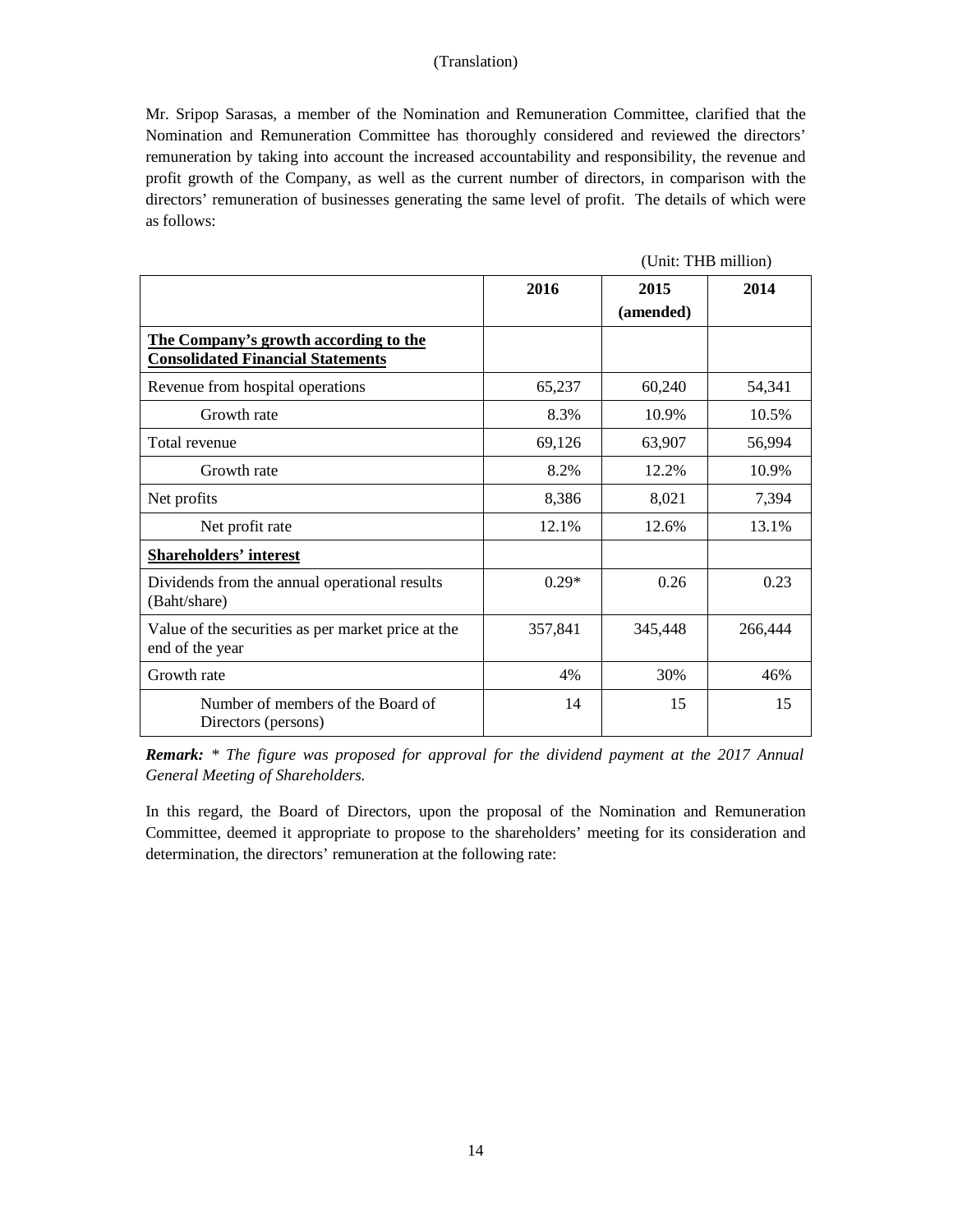(Translation)

Mr. Sripop Sarasas, a member of the Nomination and Remuneration Committee, clarified that the Nomination and Remuneration Committee has thoroughly considered and reviewed the directors' remuneration by taking into account the increased accountability and responsibility, the revenue and profit growth of the Company, as well as the current number of directors, in comparison with the directors' remuneration of businesses generating the same level of profit. The details of which were as follows:

(Unit: THB million)

| | **2016** | **2015 (amended)** | **2014** |
|---|---|---|---|
| **The Company's growth according to the Consolidated Financial Statements** | | | |
| Revenue from hospital operations | 65,237 | 60,240 | 54,341 |
| Growth rate | 8.3% | 10.9% | 10.5% |
| Total revenue | 69,126 | 63,907 | 56,994 |
| Growth rate | 8.2% | 12.2% | 10.9% |
| Net profits | 8,386 | 8,021 | 7,394 |
| Net profit rate | 12.1% | 12.6% | 13.1% |
| **Shareholders' interest** | | | |
| Dividends from the annual operational results (Baht/share) | 0.29* | 0.26 | 0.23 |
| Value of the securities as per market price at the end of the year | 357,841 | 345,448 | 266,444 |
| Growth rate | 4% | 30% | 46% |
| Number of members of the Board of Directors (persons) | 14 | 15 | 15 |

***Remark:*** *\* The figure was proposed for approval for the dividend payment at the 2017 Annual General Meeting of Shareholders.*

In this regard, the Board of Directors, upon the proposal of the Nomination and Remuneration Committee, deemed it appropriate to propose to the shareholders' meeting for its consideration and determination, the directors' remuneration at the following rate: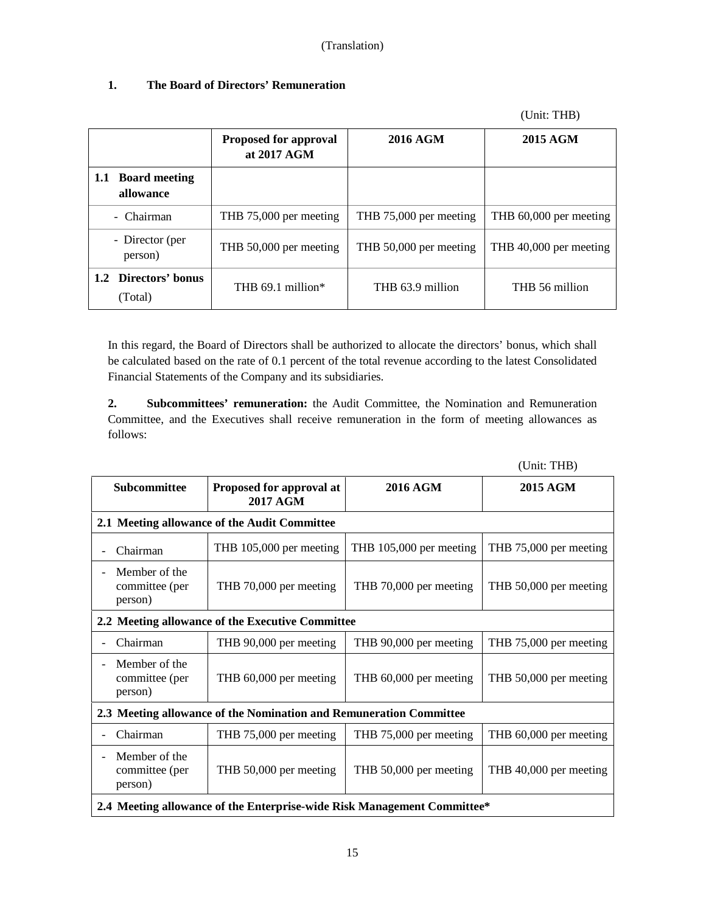(Translation)

**1. The Board of Directors' Remuneration**

(Unit: THB)

| | Proposed for approval at 2017 AGM | 2016 AGM | 2015 AGM |
|---|---|---|---|
| **1.1 Board meeting allowance** | | | |
| - Chairman | THB 75,000 per meeting | THB 75,000 per meeting | THB 60,000 per meeting |
| - Director (per person) | THB 50,000 per meeting | THB 50,000 per meeting | THB 40,000 per meeting |
| **1.2 Directors' bonus** (Total) | THB 69.1 million* | THB 63.9 million | THB 56 million |

In this regard, the Board of Directors shall be authorized to allocate the directors' bonus, which shall be calculated based on the rate of 0.1 percent of the total revenue according to the latest Consolidated Financial Statements of the Company and its subsidiaries.

**2. Subcommittees' remuneration:** the Audit Committee, the Nomination and Remuneration Committee, and the Executives shall receive remuneration in the form of meeting allowances as follows:

(Unit: THB)

| Subcommittee | Proposed for approval at 2017 AGM | 2016 AGM | 2015 AGM |
|---|---|---|---|
| **2.1 Meeting allowance of the Audit Committee** | | | |
| - Chairman | THB 105,000 per meeting | THB 105,000 per meeting | THB 75,000 per meeting |
| - Member of the committee (per person) | THB 70,000 per meeting | THB 70,000 per meeting | THB 50,000 per meeting |
| **2.2 Meeting allowance of the Executive Committee** | | | |
| - Chairman | THB 90,000 per meeting | THB 90,000 per meeting | THB 75,000 per meeting |
| - Member of the committee (per person) | THB 60,000 per meeting | THB 60,000 per meeting | THB 50,000 per meeting |
| **2.3 Meeting allowance of the Nomination and Remuneration Committee** | | | |
| - Chairman | THB 75,000 per meeting | THB 75,000 per meeting | THB 60,000 per meeting |
| - Member of the committee (per person) | THB 50,000 per meeting | THB 50,000 per meeting | THB 40,000 per meeting |
| **2.4 Meeting allowance of the Enterprise-wide Risk Management Committee*** | | | |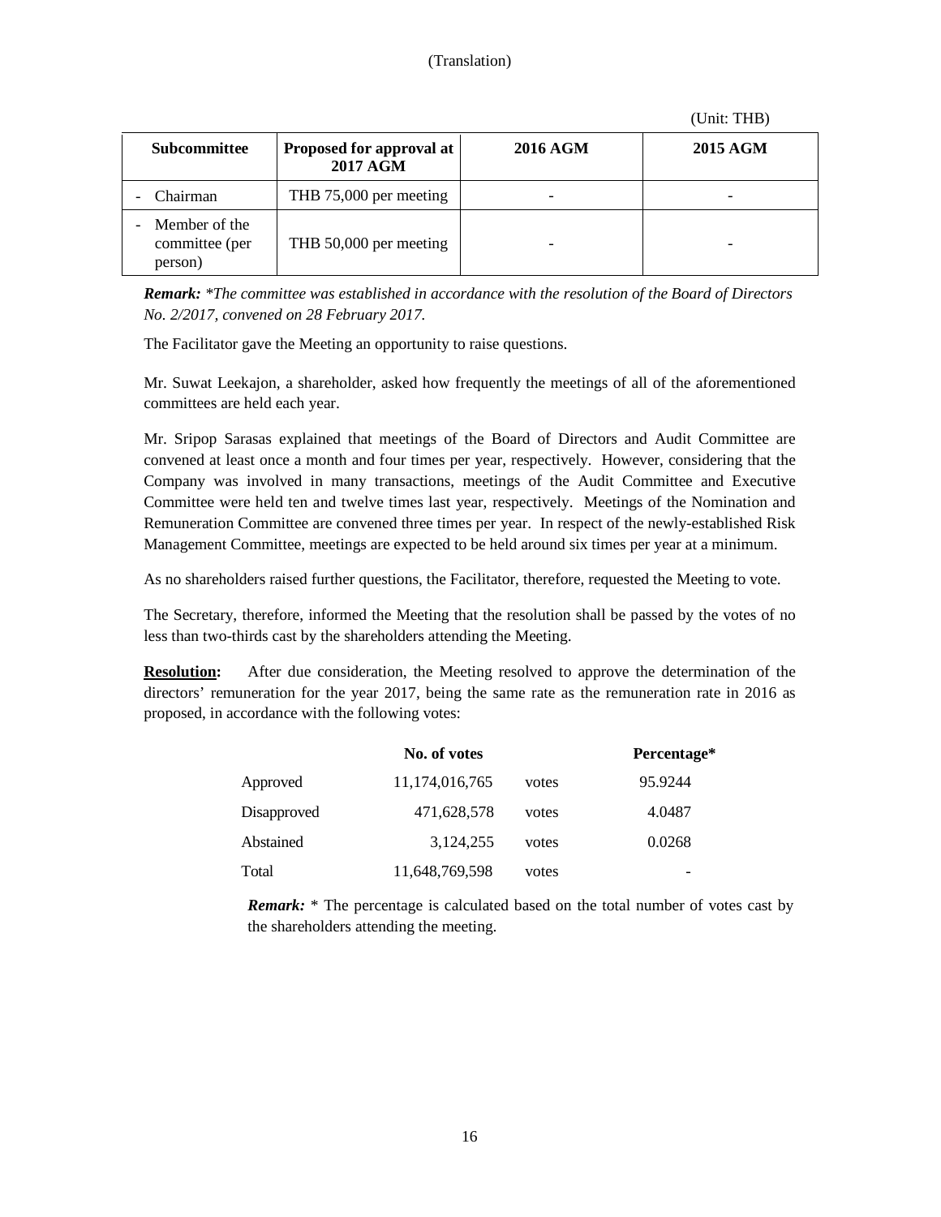(Translation)

(Unit: THB)

| Subcommittee | Proposed for approval at 2017 AGM | 2016 AGM | 2015 AGM |
|---|---|---|---|
| - Chairman | THB 75,000 per meeting | - | - |
| - Member of the committee (per person) | THB 50,000 per meeting | - | - |

***Remark:*** *\*The committee was established in accordance with the resolution of the Board of Directors No. 2/2017, convened on 28 February 2017.*

The Facilitator gave the Meeting an opportunity to raise questions.

Mr. Suwat Leekajon, a shareholder, asked how frequently the meetings of all of the aforementioned committees are held each year.

Mr. Sripop Sarasas explained that meetings of the Board of Directors and Audit Committee are convened at least once a month and four times per year, respectively. However, considering that the Company was involved in many transactions, meetings of the Audit Committee and Executive Committee were held ten and twelve times last year, respectively. Meetings of the Nomination and Remuneration Committee are convened three times per year. In respect of the newly-established Risk Management Committee, meetings are expected to be held around six times per year at a minimum.

As no shareholders raised further questions, the Facilitator, therefore, requested the Meeting to vote.

The Secretary, therefore, informed the Meeting that the resolution shall be passed by the votes of no less than two-thirds cast by the shareholders attending the Meeting.

**Resolution:** After due consideration, the Meeting resolved to approve the determination of the directors' remuneration for the year 2017, being the same rate as the remuneration rate in 2016 as proposed, in accordance with the following votes:

| | No. of votes | | Percentage* |
|---|---|---|---|
| Approved | 11,174,016,765 | votes | 95.9244 |
| Disapproved | 471,628,578 | votes | 4.0487 |
| Abstained | 3,124,255 | votes | 0.0268 |
| Total | 11,648,769,598 | votes | - |

***Remark:*** * The percentage is calculated based on the total number of votes cast by the shareholders attending the meeting.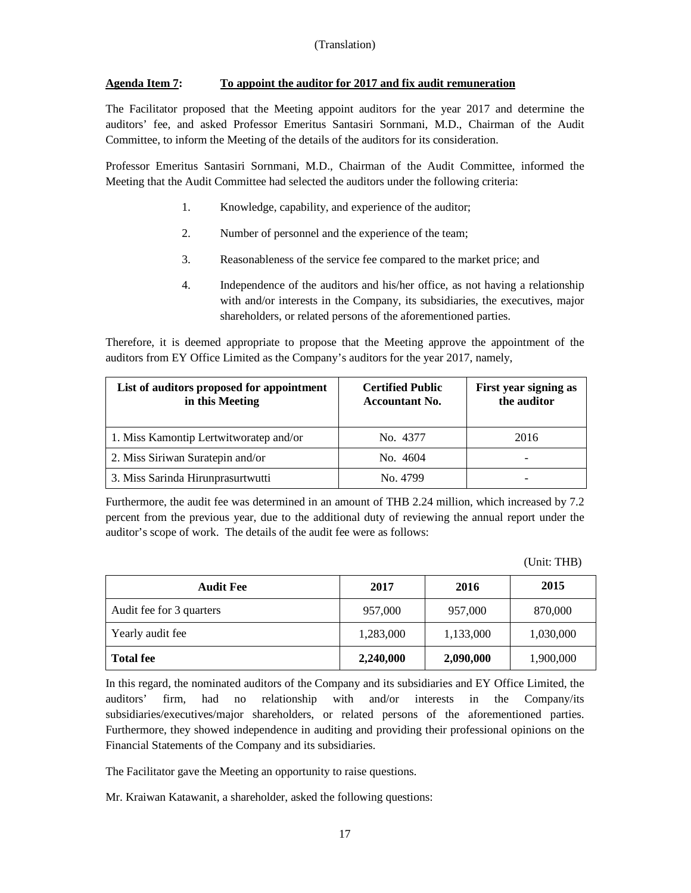(Translation)

**Agenda Item 7: To appoint the auditor for 2017 and fix audit remuneration**

The Facilitator proposed that the Meeting appoint auditors for the year 2017 and determine the auditors' fee, and asked Professor Emeritus Santasiri Sornmani, M.D., Chairman of the Audit Committee, to inform the Meeting of the details of the auditors for its consideration.

Professor Emeritus Santasiri Sornmani, M.D., Chairman of the Audit Committee, informed the Meeting that the Audit Committee had selected the auditors under the following criteria:

1. Knowledge, capability, and experience of the auditor;
2. Number of personnel and the experience of the team;
3. Reasonableness of the service fee compared to the market price; and
4. Independence of the auditors and his/her office, as not having a relationship with and/or interests in the Company, its subsidiaries, the executives, major shareholders, or related persons of the aforementioned parties.

Therefore, it is deemed appropriate to propose that the Meeting approve the appointment of the auditors from EY Office Limited as the Company's auditors for the year 2017, namely,

| List of auditors proposed for appointment in this Meeting | Certified Public Accountant No. | First year signing as the auditor |
|---|---|---|
| 1. Miss Kamontip Lertwitworatep and/or | No. 4377 | 2016 |
| 2. Miss Siriwan Suratepin and/or | No. 4604 | - |
| 3. Miss Sarinda Hirunprasurtwutti | No. 4799 | - |

Furthermore, the audit fee was determined in an amount of THB 2.24 million, which increased by 7.2 percent from the previous year, due to the additional duty of reviewing the annual report under the auditor's scope of work. The details of the audit fee were as follows:

(Unit: THB)

| Audit Fee | 2017 | 2016 | 2015 |
|---|---|---|---|
| Audit fee for 3 quarters | 957,000 | 957,000 | 870,000 |
| Yearly audit fee | 1,283,000 | 1,133,000 | 1,030,000 |
| **Total fee** | **2,240,000** | **2,090,000** | 1,900,000 |

In this regard, the nominated auditors of the Company and its subsidiaries and EY Office Limited, the auditors' firm, had no relationship with and/or interests in the Company/its subsidiaries/executives/major shareholders, or related persons of the aforementioned parties. Furthermore, they showed independence in auditing and providing their professional opinions on the Financial Statements of the Company and its subsidiaries.

The Facilitator gave the Meeting an opportunity to raise questions.

Mr. Kraiwan Katawanit, a shareholder, asked the following questions: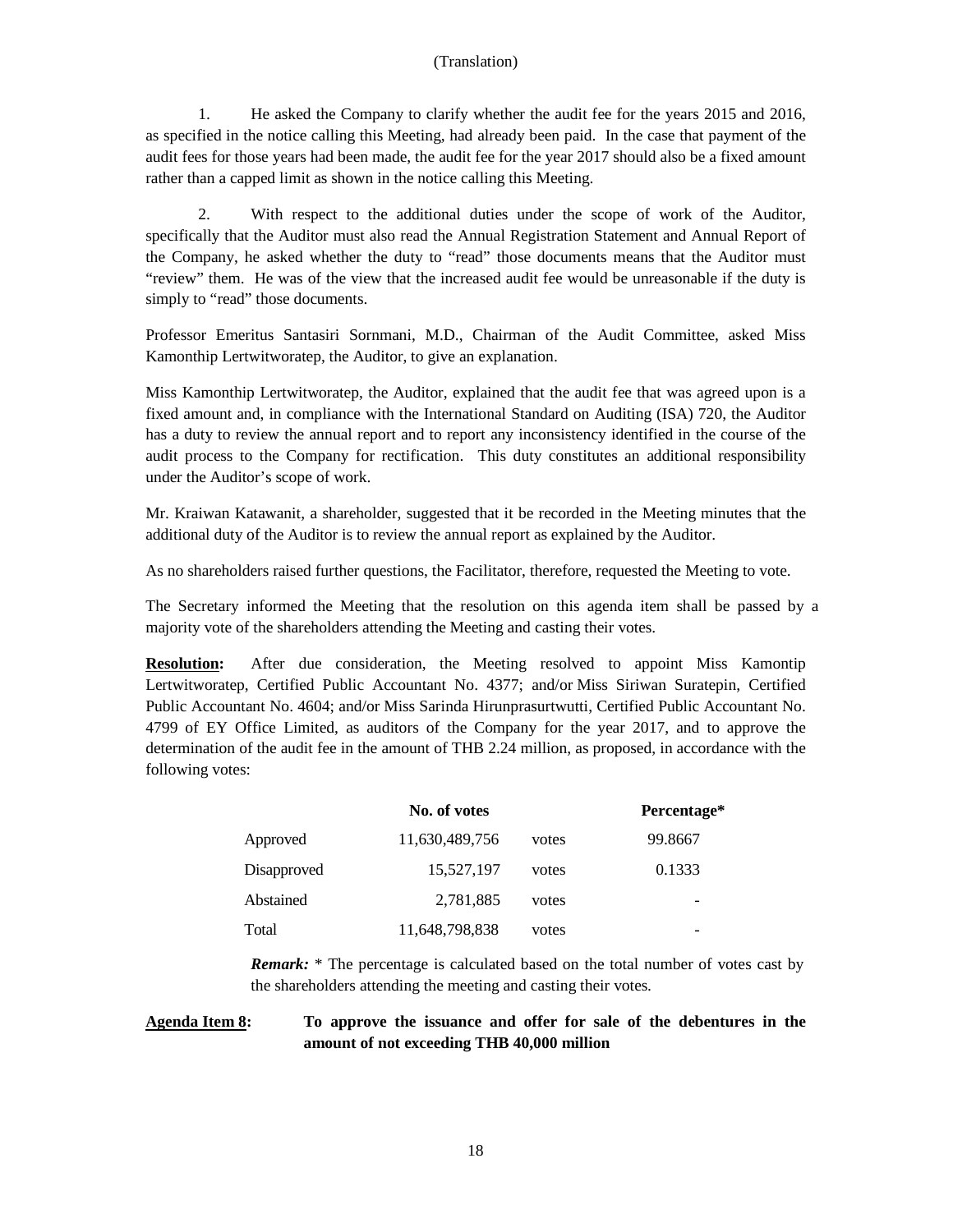(Translation)

1. He asked the Company to clarify whether the audit fee for the years 2015 and 2016, as specified in the notice calling this Meeting, had already been paid. In the case that payment of the audit fees for those years had been made, the audit fee for the year 2017 should also be a fixed amount rather than a capped limit as shown in the notice calling this Meeting.

2. With respect to the additional duties under the scope of work of the Auditor, specifically that the Auditor must also read the Annual Registration Statement and Annual Report of the Company, he asked whether the duty to "read" those documents means that the Auditor must "review" them. He was of the view that the increased audit fee would be unreasonable if the duty is simply to "read" those documents.

Professor Emeritus Santasiri Sornmani, M.D., Chairman of the Audit Committee, asked Miss Kamonthip Lertwitworatep, the Auditor, to give an explanation.

Miss Kamonthip Lertwitworatep, the Auditor, explained that the audit fee that was agreed upon is a fixed amount and, in compliance with the International Standard on Auditing (ISA) 720, the Auditor has a duty to review the annual report and to report any inconsistency identified in the course of the audit process to the Company for rectification. This duty constitutes an additional responsibility under the Auditor's scope of work.

Mr. Kraiwan Katawanit, a shareholder, suggested that it be recorded in the Meeting minutes that the additional duty of the Auditor is to review the annual report as explained by the Auditor.

As no shareholders raised further questions, the Facilitator, therefore, requested the Meeting to vote.

The Secretary informed the Meeting that the resolution on this agenda item shall be passed by a majority vote of the shareholders attending the Meeting and casting their votes.

**Resolution:** After due consideration, the Meeting resolved to appoint Miss Kamontip Lertwitworatep, Certified Public Accountant No. 4377; and/or Miss Siriwan Suratepin, Certified Public Accountant No. 4604; and/or Miss Sarinda Hirunprasurtwutti, Certified Public Accountant No. 4799 of EY Office Limited, as auditors of the Company for the year 2017, and to approve the determination of the audit fee in the amount of THB 2.24 million, as proposed, in accordance with the following votes:

| | No. of votes | | Percentage* |
|---|---|---|---|
| Approved | 11,630,489,756 | votes | 99.8667 |
| Disapproved | 15,527,197 | votes | 0.1333 |
| Abstained | 2,781,885 | votes | - |
| Total | 11,648,798,838 | votes | - |

***Remark:*** * The percentage is calculated based on the total number of votes cast by the shareholders attending the meeting and casting their votes.

**Agenda Item 8: To approve the issuance and offer for sale of the debentures in the amount of not exceeding THB 40,000 million**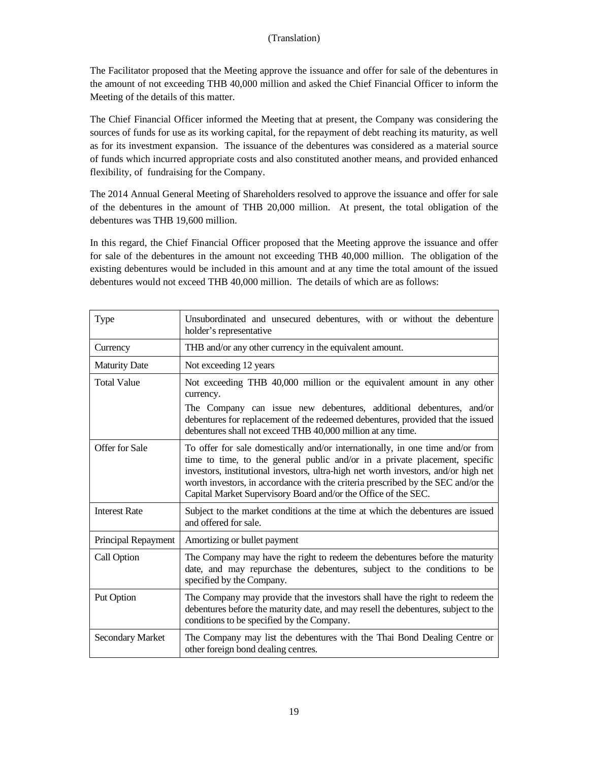(Translation)

The Facilitator proposed that the Meeting approve the issuance and offer for sale of the debentures in the amount of not exceeding THB 40,000 million and asked the Chief Financial Officer to inform the Meeting of the details of this matter.

The Chief Financial Officer informed the Meeting that at present, the Company was considering the sources of funds for use as its working capital, for the repayment of debt reaching its maturity, as well as for its investment expansion. The issuance of the debentures was considered as a material source of funds which incurred appropriate costs and also constituted another means, and provided enhanced flexibility, of fundraising for the Company.

The 2014 Annual General Meeting of Shareholders resolved to approve the issuance and offer for sale of the debentures in the amount of THB 20,000 million. At present, the total obligation of the debentures was THB 19,600 million.

In this regard, the Chief Financial Officer proposed that the Meeting approve the issuance and offer for sale of the debentures in the amount not exceeding THB 40,000 million. The obligation of the existing debentures would be included in this amount and at any time the total amount of the issued debentures would not exceed THB 40,000 million. The details of which are as follows:

| Type | Unsubordinated and unsecured debentures, with or without the debenture holder's representative |
|---|---|
| Currency | THB and/or any other currency in the equivalent amount. |
| Maturity Date | Not exceeding 12 years |
| Total Value | Not exceeding THB 40,000 million or the equivalent amount in any other currency.<br>The Company can issue new debentures, additional debentures, and/or debentures for replacement of the redeemed debentures, provided that the issued debentures shall not exceed THB 40,000 million at any time. |
| Offer for Sale | To offer for sale domestically and/or internationally, in one time and/or from time to time, to the general public and/or in a private placement, specific investors, institutional investors, ultra-high net worth investors, and/or high net worth investors, in accordance with the criteria prescribed by the SEC and/or the Capital Market Supervisory Board and/or the Office of the SEC. |
| Interest Rate | Subject to the market conditions at the time at which the debentures are issued and offered for sale. |
| Principal Repayment | Amortizing or bullet payment |
| Call Option | The Company may have the right to redeem the debentures before the maturity date, and may repurchase the debentures, subject to the conditions to be specified by the Company. |
| Put Option | The Company may provide that the investors shall have the right to redeem the debentures before the maturity date, and may resell the debentures, subject to the conditions to be specified by the Company. |
| Secondary Market | The Company may list the debentures with the Thai Bond Dealing Centre or other foreign bond dealing centres. |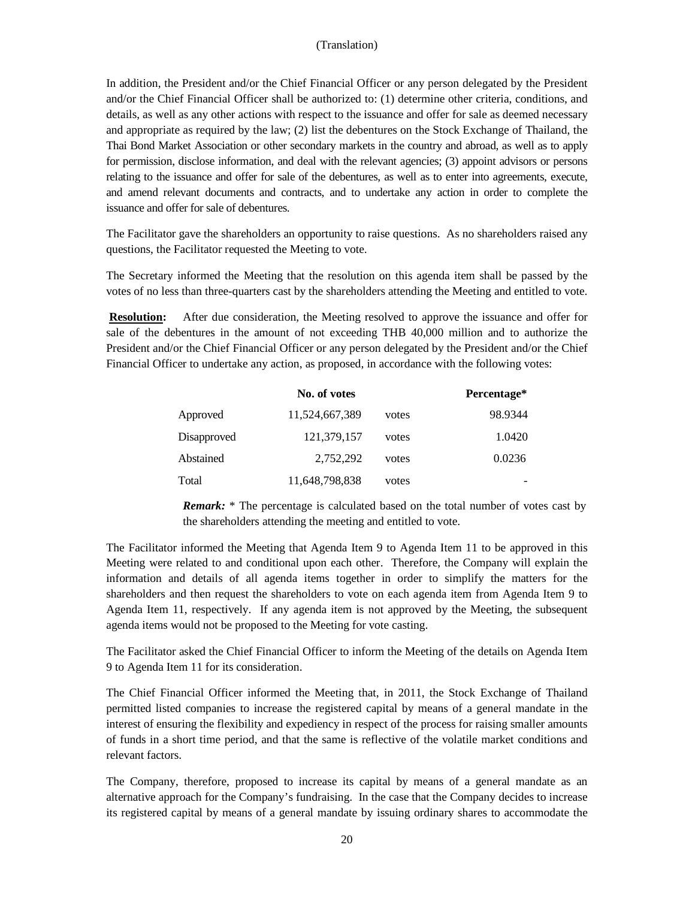(Translation)

In addition, the President and/or the Chief Financial Officer or any person delegated by the President and/or the Chief Financial Officer shall be authorized to: (1) determine other criteria, conditions, and details, as well as any other actions with respect to the issuance and offer for sale as deemed necessary and appropriate as required by the law; (2) list the debentures on the Stock Exchange of Thailand, the Thai Bond Market Association or other secondary markets in the country and abroad, as well as to apply for permission, disclose information, and deal with the relevant agencies; (3) appoint advisors or persons relating to the issuance and offer for sale of the debentures, as well as to enter into agreements, execute, and amend relevant documents and contracts, and to undertake any action in order to complete the issuance and offer for sale of debentures.

The Facilitator gave the shareholders an opportunity to raise questions. As no shareholders raised any questions, the Facilitator requested the Meeting to vote.

The Secretary informed the Meeting that the resolution on this agenda item shall be passed by the votes of no less than three-quarters cast by the shareholders attending the Meeting and entitled to vote.

**Resolution:** After due consideration, the Meeting resolved to approve the issuance and offer for sale of the debentures in the amount of not exceeding THB 40,000 million and to authorize the President and/or the Chief Financial Officer or any person delegated by the President and/or the Chief Financial Officer to undertake any action, as proposed, in accordance with the following votes:

| | No. of votes | | Percentage* |
|---|---|---|---|
| Approved | 11,524,667,389 | votes | 98.9344 |
| Disapproved | 121,379,157 | votes | 1.0420 |
| Abstained | 2,752,292 | votes | 0.0236 |
| Total | 11,648,798,838 | votes | - |

***Remark:*** * The percentage is calculated based on the total number of votes cast by the shareholders attending the meeting and entitled to vote.

The Facilitator informed the Meeting that Agenda Item 9 to Agenda Item 11 to be approved in this Meeting were related to and conditional upon each other. Therefore, the Company will explain the information and details of all agenda items together in order to simplify the matters for the shareholders and then request the shareholders to vote on each agenda item from Agenda Item 9 to Agenda Item 11, respectively. If any agenda item is not approved by the Meeting, the subsequent agenda items would not be proposed to the Meeting for vote casting.

The Facilitator asked the Chief Financial Officer to inform the Meeting of the details on Agenda Item 9 to Agenda Item 11 for its consideration.

The Chief Financial Officer informed the Meeting that, in 2011, the Stock Exchange of Thailand permitted listed companies to increase the registered capital by means of a general mandate in the interest of ensuring the flexibility and expediency in respect of the process for raising smaller amounts of funds in a short time period, and that the same is reflective of the volatile market conditions and relevant factors.

The Company, therefore, proposed to increase its capital by means of a general mandate as an alternative approach for the Company's fundraising. In the case that the Company decides to increase its registered capital by means of a general mandate by issuing ordinary shares to accommodate the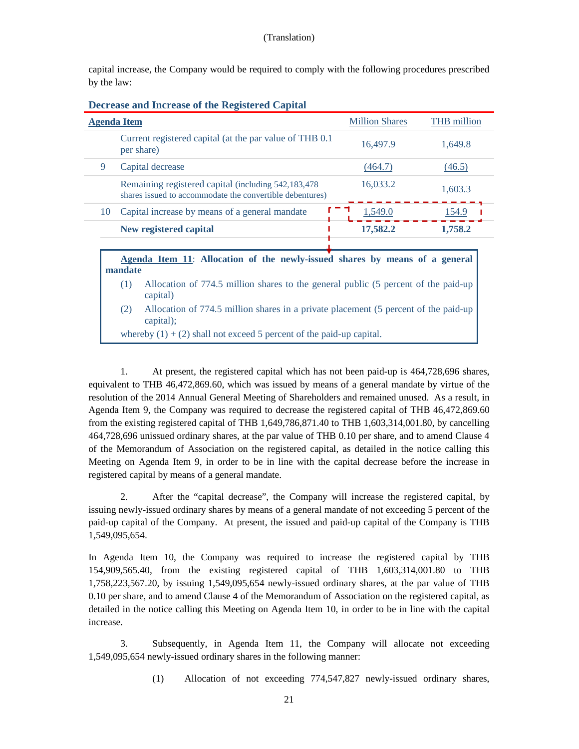(Translation)

capital increase, the Company would be required to comply with the following procedures prescribed by the law:

**Decrease and Increase of the Registered Capital**

| Agenda Item | | Million Shares | THB million |
|---|---|---|---|
| | Current registered capital (at the par value of THB 0.1 per share) | 16,497.9 | 1,649.8 |
| 9 | Capital decrease | (464.7) | (46.5) |
| | Remaining registered capital (including 542,183,478 shares issued to accommodate the convertible debentures) | 16,033.2 | 1,603.3 |
| 10 | Capital increase by means of a general mandate | 1,549.0 | 154.9 |
| | **New registered capital** | **17,582.2** | **1,758.2** |

**Agenda Item 11: Allocation of the newly-issued shares by means of a general mandate**

(1) Allocation of 774.5 million shares to the general public (5 percent of the paid-up capital)

(2) Allocation of 774.5 million shares in a private placement (5 percent of the paid-up capital);

whereby (1) + (2) shall not exceed 5 percent of the paid-up capital.

1. At present, the registered capital which has not been paid-up is 464,728,696 shares, equivalent to THB 46,472,869.60, which was issued by means of a general mandate by virtue of the resolution of the 2014 Annual General Meeting of Shareholders and remained unused. As a result, in Agenda Item 9, the Company was required to decrease the registered capital of THB 46,472,869.60 from the existing registered capital of THB 1,649,786,871.40 to THB 1,603,314,001.80, by cancelling 464,728,696 unissued ordinary shares, at the par value of THB 0.10 per share, and to amend Clause 4 of the Memorandum of Association on the registered capital, as detailed in the notice calling this Meeting on Agenda Item 9, in order to be in line with the capital decrease before the increase in registered capital by means of a general mandate.

2. After the "capital decrease", the Company will increase the registered capital, by issuing newly-issued ordinary shares by means of a general mandate of not exceeding 5 percent of the paid-up capital of the Company. At present, the issued and paid-up capital of the Company is THB 1,549,095,654.

In Agenda Item 10, the Company was required to increase the registered capital by THB 154,909,565.40, from the existing registered capital of THB 1,603,314,001.80 to THB 1,758,223,567.20, by issuing 1,549,095,654 newly-issued ordinary shares, at the par value of THB 0.10 per share, and to amend Clause 4 of the Memorandum of Association on the registered capital, as detailed in the notice calling this Meeting on Agenda Item 10, in order to be in line with the capital increase.

3. Subsequently, in Agenda Item 11, the Company will allocate not exceeding 1,549,095,654 newly-issued ordinary shares in the following manner:

(1) Allocation of not exceeding 774,547,827 newly-issued ordinary shares,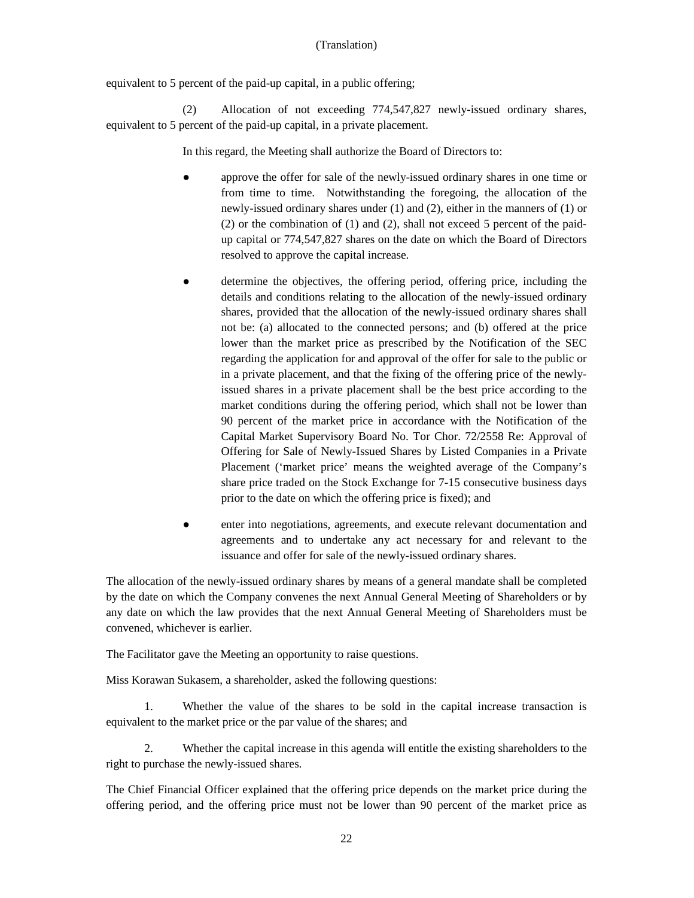equivalent to 5 percent of the paid-up capital, in a public offering;

(2) Allocation of not exceeding 774,547,827 newly-issued ordinary shares, equivalent to 5 percent of the paid-up capital, in a private placement.

In this regard, the Meeting shall authorize the Board of Directors to:

- approve the offer for sale of the newly-issued ordinary shares in one time or from time to time. Notwithstanding the foregoing, the allocation of the newly-issued ordinary shares under (1) and (2), either in the manners of (1) or (2) or the combination of (1) and (2), shall not exceed 5 percent of the paid-up capital or 774,547,827 shares on the date on which the Board of Directors resolved to approve the capital increase.

- determine the objectives, the offering period, offering price, including the details and conditions relating to the allocation of the newly-issued ordinary shares, provided that the allocation of the newly-issued ordinary shares shall not be: (a) allocated to the connected persons; and (b) offered at the price lower than the market price as prescribed by the Notification of the SEC regarding the application for and approval of the offer for sale to the public or in a private placement, and that the fixing of the offering price of the newly-issued shares in a private placement shall be the best price according to the market conditions during the offering period, which shall not be lower than 90 percent of the market price in accordance with the Notification of the Capital Market Supervisory Board No. Tor Chor. 72/2558 Re: Approval of Offering for Sale of Newly-Issued Shares by Listed Companies in a Private Placement ('market price' means the weighted average of the Company's share price traded on the Stock Exchange for 7-15 consecutive business days prior to the date on which the offering price is fixed); and

- enter into negotiations, agreements, and execute relevant documentation and agreements and to undertake any act necessary for and relevant to the issuance and offer for sale of the newly-issued ordinary shares.

The allocation of the newly-issued ordinary shares by means of a general mandate shall be completed by the date on which the Company convenes the next Annual General Meeting of Shareholders or by any date on which the law provides that the next Annual General Meeting of Shareholders must be convened, whichever is earlier.

The Facilitator gave the Meeting an opportunity to raise questions.

Miss Korawan Sukasem, a shareholder, asked the following questions:

1. Whether the value of the shares to be sold in the capital increase transaction is equivalent to the market price or the par value of the shares; and

2. Whether the capital increase in this agenda will entitle the existing shareholders to the right to purchase the newly-issued shares.

The Chief Financial Officer explained that the offering price depends on the market price during the offering period, and the offering price must not be lower than 90 percent of the market price as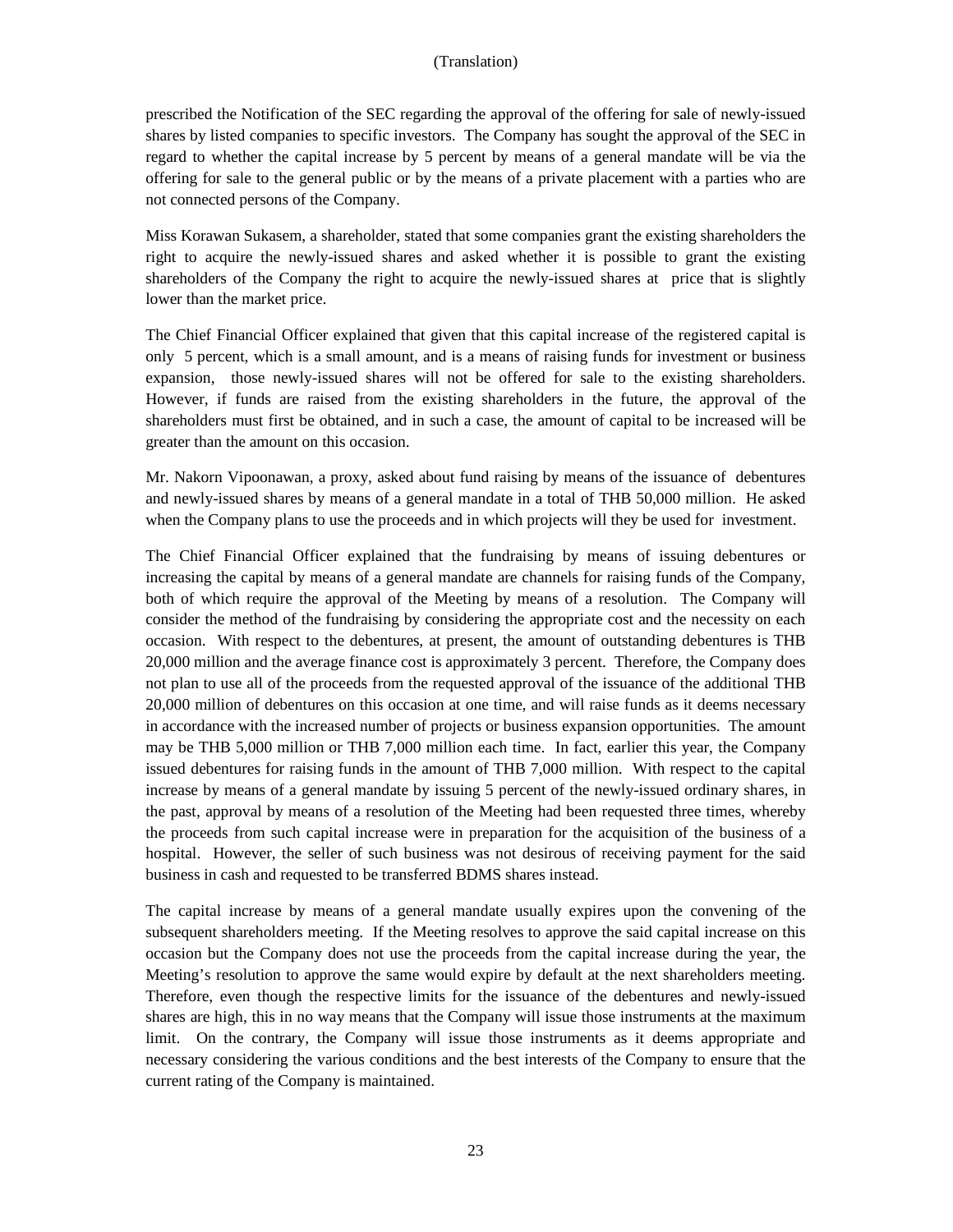prescribed the Notification of the SEC regarding the approval of the offering for sale of newly-issued shares by listed companies to specific investors. The Company has sought the approval of the SEC in regard to whether the capital increase by 5 percent by means of a general mandate will be via the offering for sale to the general public or by the means of a private placement with a parties who are not connected persons of the Company.

Miss Korawan Sukasem, a shareholder, stated that some companies grant the existing shareholders the right to acquire the newly-issued shares and asked whether it is possible to grant the existing shareholders of the Company the right to acquire the newly-issued shares at price that is slightly lower than the market price.

The Chief Financial Officer explained that given that this capital increase of the registered capital is only 5 percent, which is a small amount, and is a means of raising funds for investment or business expansion, those newly-issued shares will not be offered for sale to the existing shareholders. However, if funds are raised from the existing shareholders in the future, the approval of the shareholders must first be obtained, and in such a case, the amount of capital to be increased will be greater than the amount on this occasion.

Mr. Nakorn Vipoonawan, a proxy, asked about fund raising by means of the issuance of debentures and newly-issued shares by means of a general mandate in a total of THB 50,000 million. He asked when the Company plans to use the proceeds and in which projects will they be used for investment.

The Chief Financial Officer explained that the fundraising by means of issuing debentures or increasing the capital by means of a general mandate are channels for raising funds of the Company, both of which require the approval of the Meeting by means of a resolution. The Company will consider the method of the fundraising by considering the appropriate cost and the necessity on each occasion. With respect to the debentures, at present, the amount of outstanding debentures is THB 20,000 million and the average finance cost is approximately 3 percent. Therefore, the Company does not plan to use all of the proceeds from the requested approval of the issuance of the additional THB 20,000 million of debentures on this occasion at one time, and will raise funds as it deems necessary in accordance with the increased number of projects or business expansion opportunities. The amount may be THB 5,000 million or THB 7,000 million each time. In fact, earlier this year, the Company issued debentures for raising funds in the amount of THB 7,000 million. With respect to the capital increase by means of a general mandate by issuing 5 percent of the newly-issued ordinary shares, in the past, approval by means of a resolution of the Meeting had been requested three times, whereby the proceeds from such capital increase were in preparation for the acquisition of the business of a hospital. However, the seller of such business was not desirous of receiving payment for the said business in cash and requested to be transferred BDMS shares instead.

The capital increase by means of a general mandate usually expires upon the convening of the subsequent shareholders meeting. If the Meeting resolves to approve the said capital increase on this occasion but the Company does not use the proceeds from the capital increase during the year, the Meeting's resolution to approve the same would expire by default at the next shareholders meeting. Therefore, even though the respective limits for the issuance of the debentures and newly-issued shares are high, this in no way means that the Company will issue those instruments at the maximum limit. On the contrary, the Company will issue those instruments as it deems appropriate and necessary considering the various conditions and the best interests of the Company to ensure that the current rating of the Company is maintained.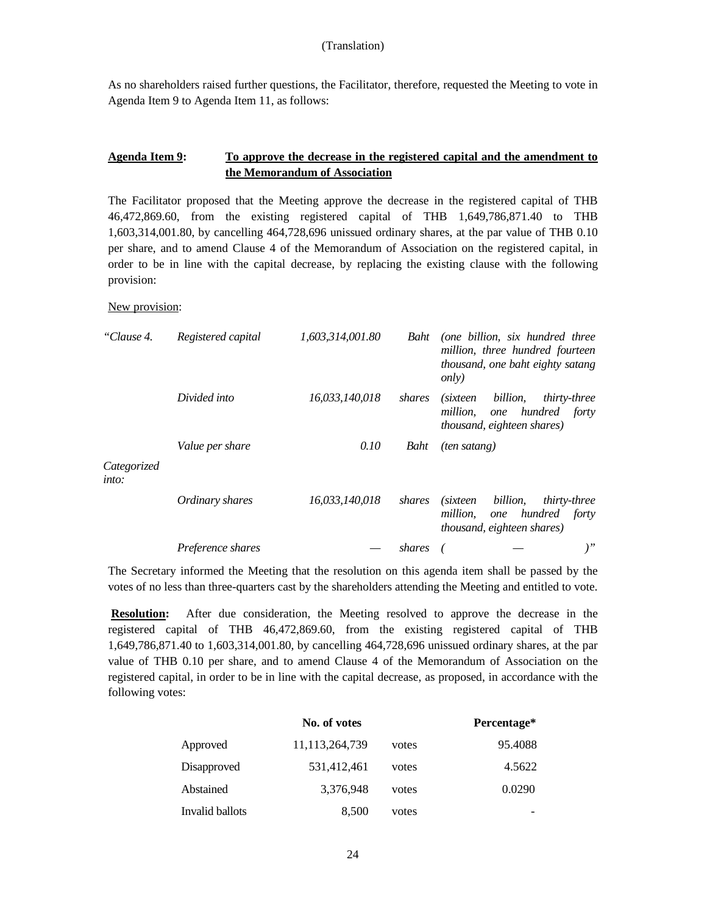(Translation)

As no shareholders raised further questions, the Facilitator, therefore, requested the Meeting to vote in Agenda Item 9 to Agenda Item 11, as follows:

**Agenda Item 9:** **To approve the decrease in the registered capital and the amendment to the Memorandum of Association**

The Facilitator proposed that the Meeting approve the decrease in the registered capital of THB 46,472,869.60, from the existing registered capital of THB 1,649,786,871.40 to THB 1,603,314,001.80, by cancelling 464,728,696 unissued ordinary shares, at the par value of THB 0.10 per share, and to amend Clause 4 of the Memorandum of Association on the registered capital, in order to be in line with the capital decrease, by replacing the existing clause with the following provision:

New provision:

| | | | | |
|---|---|---|---|---|
| *"Clause 4.* | *Registered capital* | *1,603,314,001.80* | *Baht* | *(one billion, six hundred three million, three hundred fourteen thousand, one baht eighty satang only)* |
| | *Divided into* | *16,033,140,018* | *shares* | *(sixteen billion, thirty-three million, one hundred forty thousand, eighteen shares)* |
| | *Value per share* | *0.10* | *Baht* | *(ten satang)* |
| *Categorized into:* | | | | |
| | *Ordinary shares* | *16,033,140,018* | *shares* | *(sixteen billion, thirty-three million, one hundred forty thousand, eighteen shares)* |
| | *Preference shares* | *—* | *shares* | *( — )"* |

The Secretary informed the Meeting that the resolution on this agenda item shall be passed by the votes of no less than three-quarters cast by the shareholders attending the Meeting and entitled to vote.

**Resolution:** After due consideration, the Meeting resolved to approve the decrease in the registered capital of THB 46,472,869.60, from the existing registered capital of THB 1,649,786,871.40 to 1,603,314,001.80, by cancelling 464,728,696 unissued ordinary shares, at the par value of THB 0.10 per share, and to amend Clause 4 of the Memorandum of Association on the registered capital, in order to be in line with the capital decrease, as proposed, in accordance with the following votes:

| | No. of votes | | Percentage* |
|---|---|---|---|
| Approved | 11,113,264,739 | votes | 95.4088 |
| Disapproved | 531,412,461 | votes | 4.5622 |
| Abstained | 3,376,948 | votes | 0.0290 |
| Invalid ballots | 8,500 | votes | - |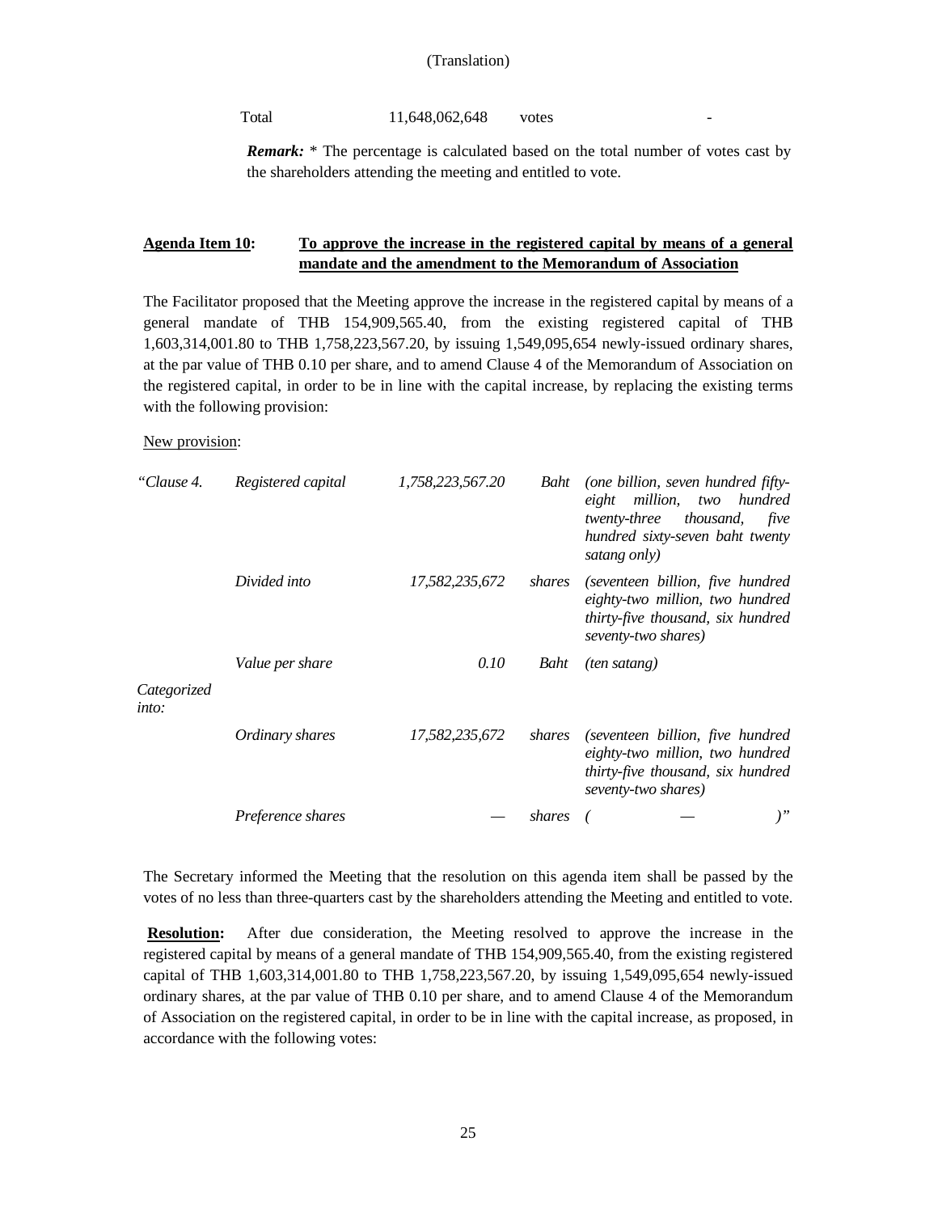(Translation)

| Total | 11,648,062,648 | votes | - |
|---|---|---|---|

***Remark:*** * The percentage is calculated based on the total number of votes cast by the shareholders attending the meeting and entitled to vote.

**<u>Agenda Item 10</u>: <u>To approve the increase in the registered capital by means of a general mandate and the amendment to the Memorandum of Association</u>**

The Facilitator proposed that the Meeting approve the increase in the registered capital by means of a general mandate of THB 154,909,565.40, from the existing registered capital of THB 1,603,314,001.80 to THB 1,758,223,567.20, by issuing 1,549,095,654 newly-issued ordinary shares, at the par value of THB 0.10 per share, and to amend Clause 4 of the Memorandum of Association on the registered capital, in order to be in line with the capital increase, by replacing the existing terms with the following provision:

<u>New provision</u>:

| | | | | |
|---|---|---|---|---|
| *"Clause 4.* | *Registered capital* | *1,758,223,567.20* | *Baht* | *(one billion, seven hundred fifty-eight million, two hundred twenty-three thousand, five hundred sixty-seven baht twenty satang only)* |
| | *Divided into* | *17,582,235,672* | *shares* | *(seventeen billion, five hundred eighty-two million, two hundred thirty-five thousand, six hundred seventy-two shares)* |
| | *Value per share* | *0.10* | *Baht* | *(ten satang)* |
| *Categorized into:* | | | | |
| | *Ordinary shares* | *17,582,235,672* | *shares* | *(seventeen billion, five hundred eighty-two million, two hundred thirty-five thousand, six hundred seventy-two shares)* |
| | *Preference shares* | *—* | *shares* | *( — )"* |

The Secretary informed the Meeting that the resolution on this agenda item shall be passed by the votes of no less than three-quarters cast by the shareholders attending the Meeting and entitled to vote.

**<u>Resolution</u>:** After due consideration, the Meeting resolved to approve the increase in the registered capital by means of a general mandate of THB 154,909,565.40, from the existing registered capital of THB 1,603,314,001.80 to THB 1,758,223,567.20, by issuing 1,549,095,654 newly-issued ordinary shares, at the par value of THB 0.10 per share, and to amend Clause 4 of the Memorandum of Association on the registered capital, in order to be in line with the capital increase, as proposed, in accordance with the following votes: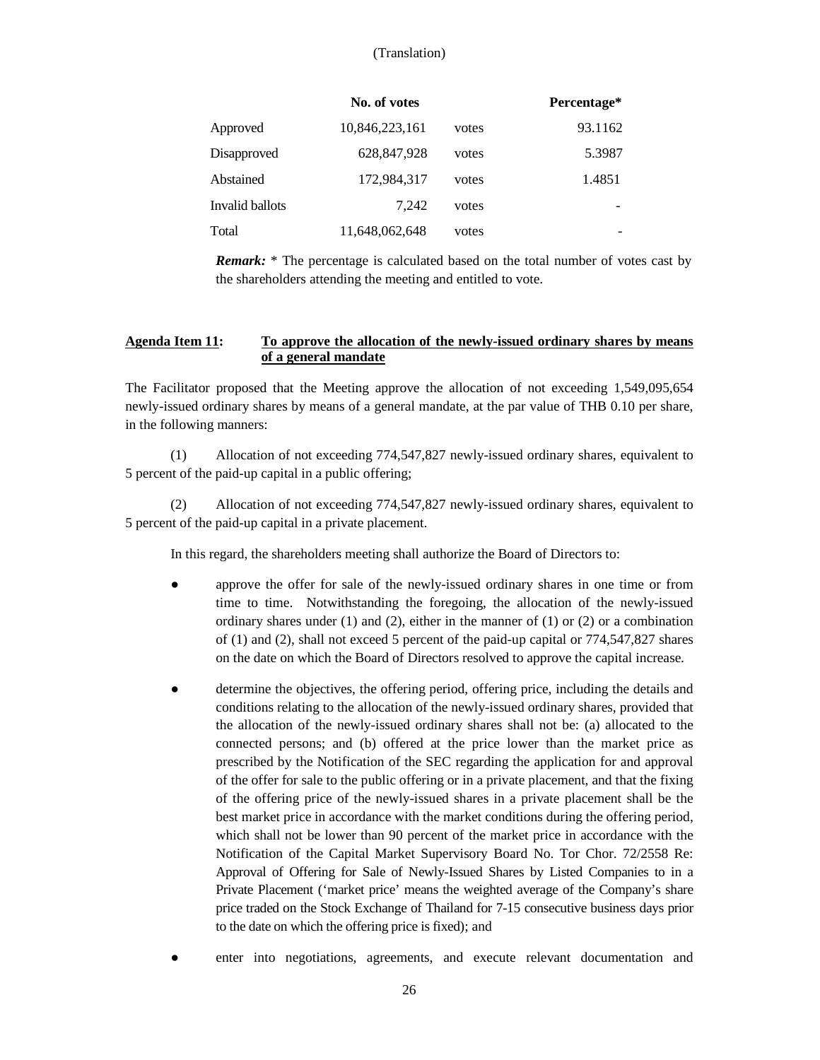(Translation)

| | No. of votes | | Percentage* |
|---|---|---|---|
| Approved | 10,846,223,161 | votes | 93.1162 |
| Disapproved | 628,847,928 | votes | 5.3987 |
| Abstained | 172,984,317 | votes | 1.4851 |
| Invalid ballots | 7,242 | votes | - |
| Total | 11,648,062,648 | votes | - |

***Remark:*** * The percentage is calculated based on the total number of votes cast by the shareholders attending the meeting and entitled to vote.

**<u>Agenda Item 11</u>: <u>To approve the allocation of the newly-issued ordinary shares by means of a general mandate</u>**

The Facilitator proposed that the Meeting approve the allocation of not exceeding 1,549,095,654 newly-issued ordinary shares by means of a general mandate, at the par value of THB 0.10 per share, in the following manners:

(1) Allocation of not exceeding 774,547,827 newly-issued ordinary shares, equivalent to 5 percent of the paid-up capital in a public offering;

(2) Allocation of not exceeding 774,547,827 newly-issued ordinary shares, equivalent to 5 percent of the paid-up capital in a private placement.

In this regard, the shareholders meeting shall authorize the Board of Directors to:

- approve the offer for sale of the newly-issued ordinary shares in one time or from time to time. Notwithstanding the foregoing, the allocation of the newly-issued ordinary shares under (1) and (2), either in the manner of (1) or (2) or a combination of (1) and (2), shall not exceed 5 percent of the paid-up capital or 774,547,827 shares on the date on which the Board of Directors resolved to approve the capital increase.
- determine the objectives, the offering period, offering price, including the details and conditions relating to the allocation of the newly-issued ordinary shares, provided that the allocation of the newly-issued ordinary shares shall not be: (a) allocated to the connected persons; and (b) offered at the price lower than the market price as prescribed by the Notification of the SEC regarding the application for and approval of the offer for sale to the public offering or in a private placement, and that the fixing of the offering price of the newly-issued shares in a private placement shall be the best market price in accordance with the market conditions during the offering period, which shall not be lower than 90 percent of the market price in accordance with the Notification of the Capital Market Supervisory Board No. Tor Chor. 72/2558 Re: Approval of Offering for Sale of Newly-Issued Shares by Listed Companies to in a Private Placement ('market price' means the weighted average of the Company's share price traded on the Stock Exchange of Thailand for 7-15 consecutive business days prior to the date on which the offering price is fixed); and
- enter into negotiations, agreements, and execute relevant documentation and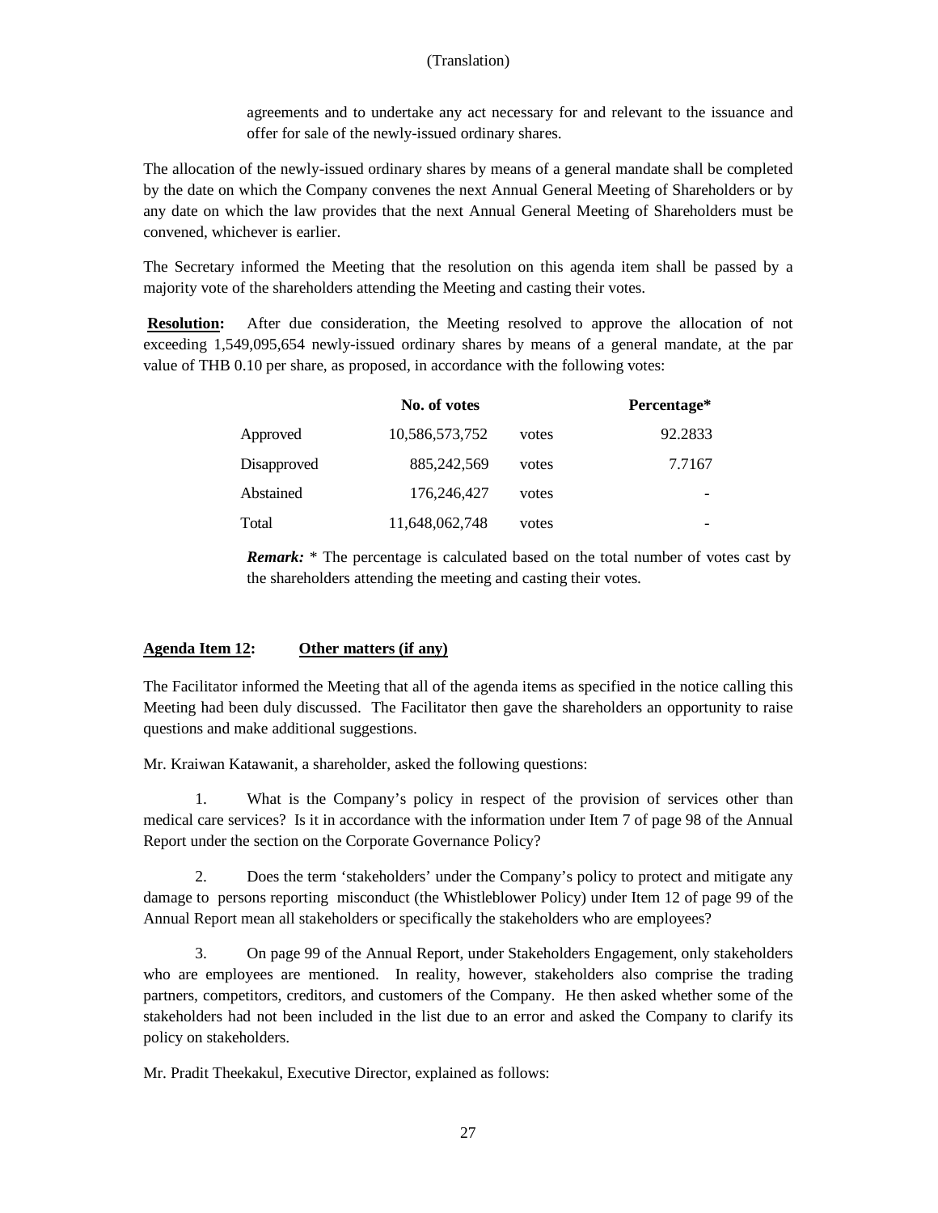agreements and to undertake any act necessary for and relevant to the issuance and offer for sale of the newly-issued ordinary shares.

The allocation of the newly-issued ordinary shares by means of a general mandate shall be completed by the date on which the Company convenes the next Annual General Meeting of Shareholders or by any date on which the law provides that the next Annual General Meeting of Shareholders must be convened, whichever is earlier.

The Secretary informed the Meeting that the resolution on this agenda item shall be passed by a majority vote of the shareholders attending the Meeting and casting their votes.

**Resolution:** After due consideration, the Meeting resolved to approve the allocation of not exceeding 1,549,095,654 newly-issued ordinary shares by means of a general mandate, at the par value of THB 0.10 per share, as proposed, in accordance with the following votes:

| | No. of votes | | Percentage* |
|---|---|---|---|
| Approved | 10,586,573,752 | votes | 92.2833 |
| Disapproved | 885,242,569 | votes | 7.7167 |
| Abstained | 176,246,427 | votes | - |
| Total | 11,648,062,748 | votes | - |

***Remark:*** * The percentage is calculated based on the total number of votes cast by the shareholders attending the meeting and casting their votes.

## Agenda Item 12: Other matters (if any)

The Facilitator informed the Meeting that all of the agenda items as specified in the notice calling this Meeting had been duly discussed. The Facilitator then gave the shareholders an opportunity to raise questions and make additional suggestions.

Mr. Kraiwan Katawanit, a shareholder, asked the following questions:

1. What is the Company's policy in respect of the provision of services other than medical care services? Is it in accordance with the information under Item 7 of page 98 of the Annual Report under the section on the Corporate Governance Policy?

2. Does the term 'stakeholders' under the Company's policy to protect and mitigate any damage to persons reporting misconduct (the Whistleblower Policy) under Item 12 of page 99 of the Annual Report mean all stakeholders or specifically the stakeholders who are employees?

3. On page 99 of the Annual Report, under Stakeholders Engagement, only stakeholders who are employees are mentioned. In reality, however, stakeholders also comprise the trading partners, competitors, creditors, and customers of the Company. He then asked whether some of the stakeholders had not been included in the list due to an error and asked the Company to clarify its policy on stakeholders.

Mr. Pradit Theekakul, Executive Director, explained as follows: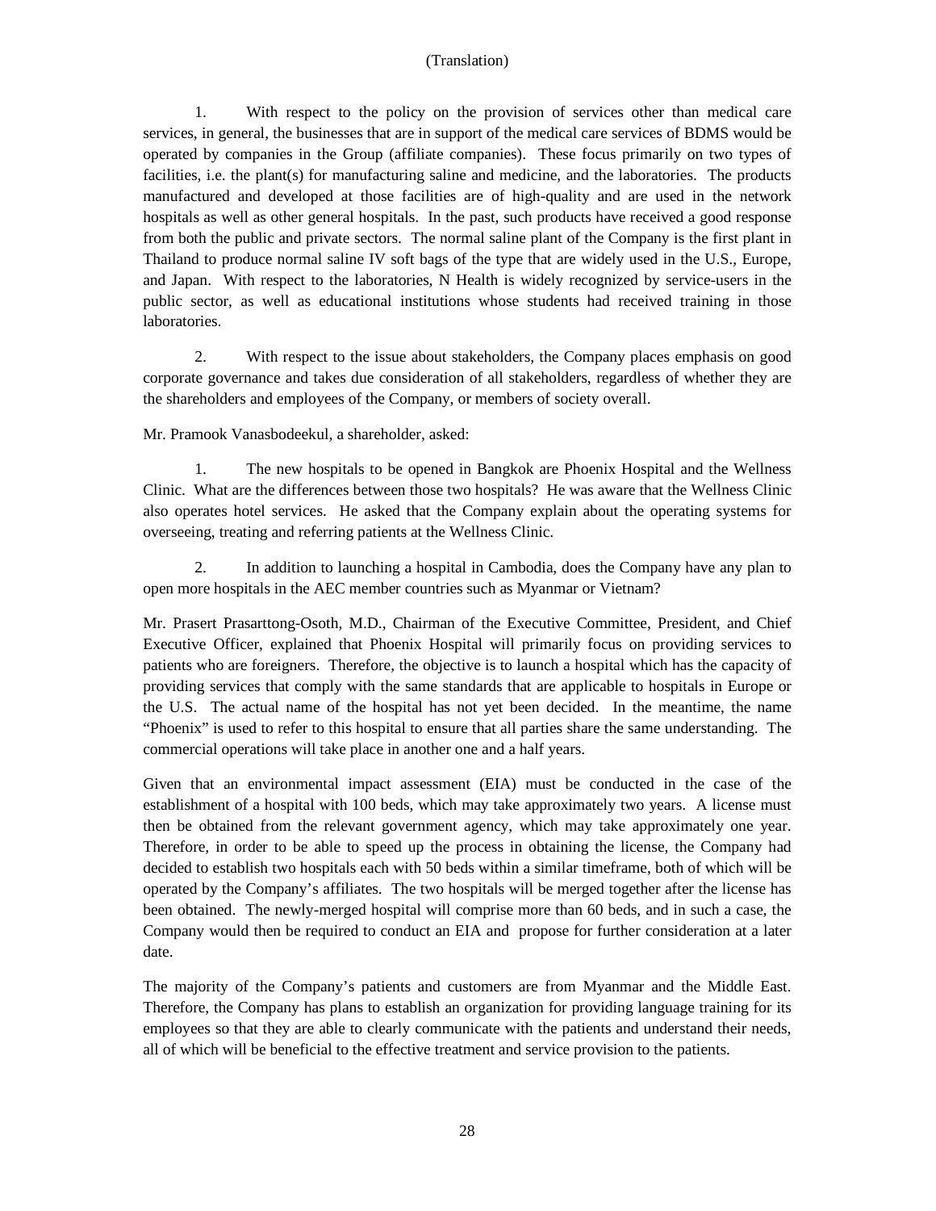(Translation)

1. With respect to the policy on the provision of services other than medical care services, in general, the businesses that are in support of the medical care services of BDMS would be operated by companies in the Group (affiliate companies). These focus primarily on two types of facilities, i.e. the plant(s) for manufacturing saline and medicine, and the laboratories. The products manufactured and developed at those facilities are of high-quality and are used in the network hospitals as well as other general hospitals. In the past, such products have received a good response from both the public and private sectors. The normal saline plant of the Company is the first plant in Thailand to produce normal saline IV soft bags of the type that are widely used in the U.S., Europe, and Japan. With respect to the laboratories, N Health is widely recognized by service-users in the public sector, as well as educational institutions whose students had received training in those laboratories.

2. With respect to the issue about stakeholders, the Company places emphasis on good corporate governance and takes due consideration of all stakeholders, regardless of whether they are the shareholders and employees of the Company, or members of society overall.

Mr. Pramook Vanasbodeekul, a shareholder, asked:

1. The new hospitals to be opened in Bangkok are Phoenix Hospital and the Wellness Clinic. What are the differences between those two hospitals? He was aware that the Wellness Clinic also operates hotel services. He asked that the Company explain about the operating systems for overseeing, treating and referring patients at the Wellness Clinic.

2. In addition to launching a hospital in Cambodia, does the Company have any plan to open more hospitals in the AEC member countries such as Myanmar or Vietnam?

Mr. Prasert Prasarttong-Osoth, M.D., Chairman of the Executive Committee, President, and Chief Executive Officer, explained that Phoenix Hospital will primarily focus on providing services to patients who are foreigners. Therefore, the objective is to launch a hospital which has the capacity of providing services that comply with the same standards that are applicable to hospitals in Europe or the U.S. The actual name of the hospital has not yet been decided. In the meantime, the name "Phoenix" is used to refer to this hospital to ensure that all parties share the same understanding. The commercial operations will take place in another one and a half years.

Given that an environmental impact assessment (EIA) must be conducted in the case of the establishment of a hospital with 100 beds, which may take approximately two years. A license must then be obtained from the relevant government agency, which may take approximately one year. Therefore, in order to be able to speed up the process in obtaining the license, the Company had decided to establish two hospitals each with 50 beds within a similar timeframe, both of which will be operated by the Company's affiliates. The two hospitals will be merged together after the license has been obtained. The newly-merged hospital will comprise more than 60 beds, and in such a case, the Company would then be required to conduct an EIA and propose for further consideration at a later date.

The majority of the Company's patients and customers are from Myanmar and the Middle East. Therefore, the Company has plans to establish an organization for providing language training for its employees so that they are able to clearly communicate with the patients and understand their needs, all of which will be beneficial to the effective treatment and service provision to the patients.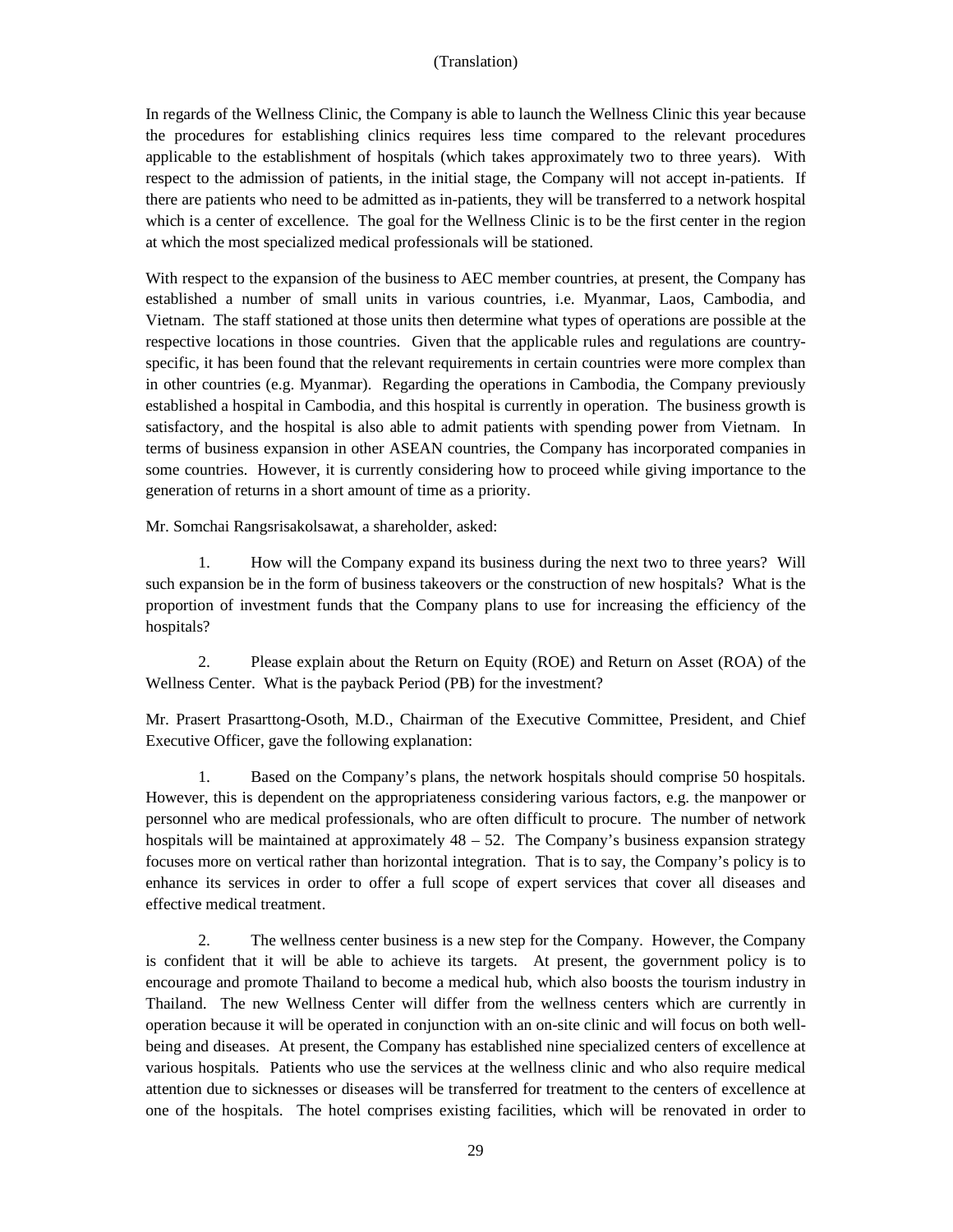In regards of the Wellness Clinic, the Company is able to launch the Wellness Clinic this year because the procedures for establishing clinics requires less time compared to the relevant procedures applicable to the establishment of hospitals (which takes approximately two to three years). With respect to the admission of patients, in the initial stage, the Company will not accept in-patients. If there are patients who need to be admitted as in-patients, they will be transferred to a network hospital which is a center of excellence. The goal for the Wellness Clinic is to be the first center in the region at which the most specialized medical professionals will be stationed.

With respect to the expansion of the business to AEC member countries, at present, the Company has established a number of small units in various countries, i.e. Myanmar, Laos, Cambodia, and Vietnam. The staff stationed at those units then determine what types of operations are possible at the respective locations in those countries. Given that the applicable rules and regulations are country-specific, it has been found that the relevant requirements in certain countries were more complex than in other countries (e.g. Myanmar). Regarding the operations in Cambodia, the Company previously established a hospital in Cambodia, and this hospital is currently in operation. The business growth is satisfactory, and the hospital is also able to admit patients with spending power from Vietnam. In terms of business expansion in other ASEAN countries, the Company has incorporated companies in some countries. However, it is currently considering how to proceed while giving importance to the generation of returns in a short amount of time as a priority.

Mr. Somchai Rangsrisakolsawat, a shareholder, asked:

1. How will the Company expand its business during the next two to three years? Will such expansion be in the form of business takeovers or the construction of new hospitals? What is the proportion of investment funds that the Company plans to use for increasing the efficiency of the hospitals?

2. Please explain about the Return on Equity (ROE) and Return on Asset (ROA) of the Wellness Center. What is the payback Period (PB) for the investment?

Mr. Prasert Prasarttong-Osoth, M.D., Chairman of the Executive Committee, President, and Chief Executive Officer, gave the following explanation:

1. Based on the Company's plans, the network hospitals should comprise 50 hospitals. However, this is dependent on the appropriateness considering various factors, e.g. the manpower or personnel who are medical professionals, who are often difficult to procure. The number of network hospitals will be maintained at approximately 48 – 52. The Company's business expansion strategy focuses more on vertical rather than horizontal integration. That is to say, the Company's policy is to enhance its services in order to offer a full scope of expert services that cover all diseases and effective medical treatment.

2. The wellness center business is a new step for the Company. However, the Company is confident that it will be able to achieve its targets. At present, the government policy is to encourage and promote Thailand to become a medical hub, which also boosts the tourism industry in Thailand. The new Wellness Center will differ from the wellness centers which are currently in operation because it will be operated in conjunction with an on-site clinic and will focus on both well-being and diseases. At present, the Company has established nine specialized centers of excellence at various hospitals. Patients who use the services at the wellness clinic and who also require medical attention due to sicknesses or diseases will be transferred for treatment to the centers of excellence at one of the hospitals. The hotel comprises existing facilities, which will be renovated in order to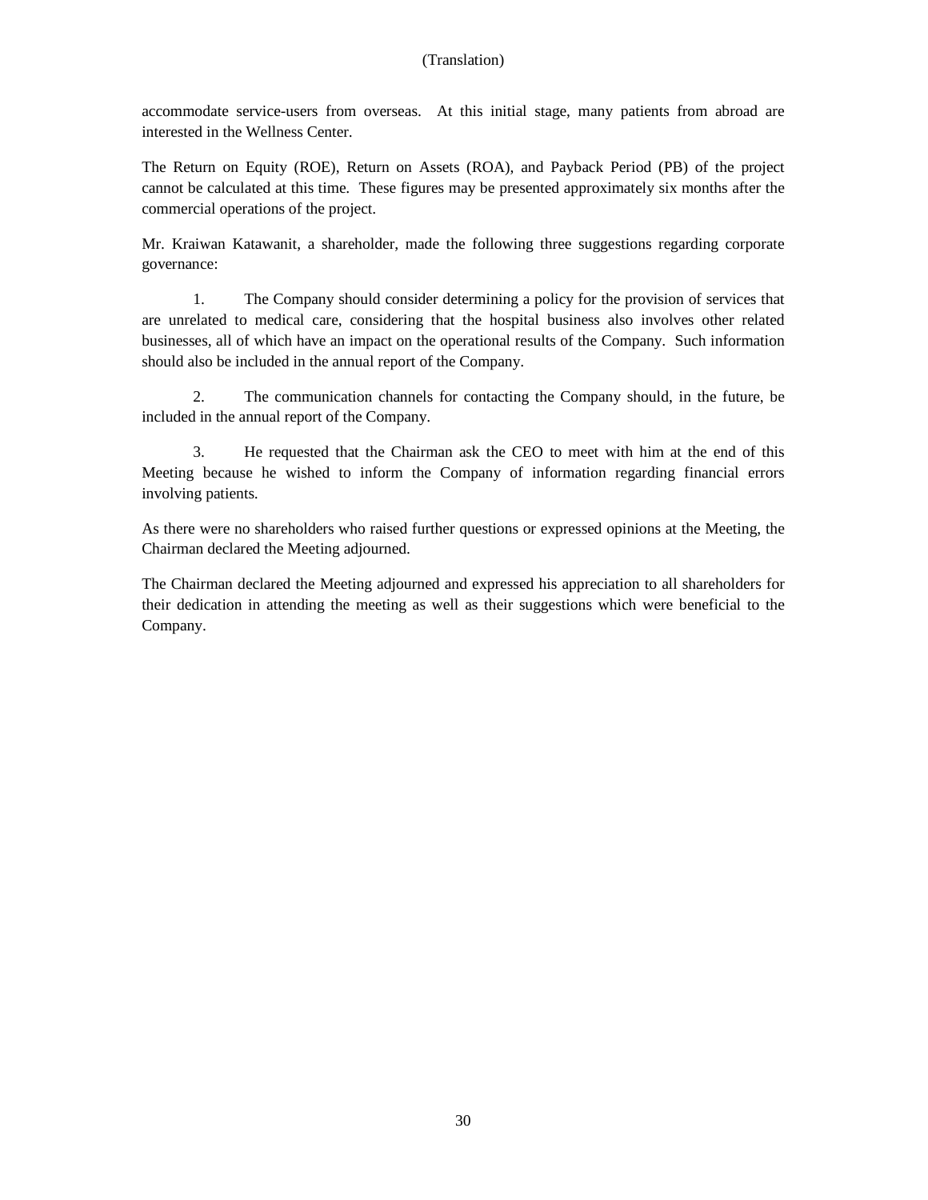accommodate service-users from overseas. At this initial stage, many patients from abroad are interested in the Wellness Center.

The Return on Equity (ROE), Return on Assets (ROA), and Payback Period (PB) of the project cannot be calculated at this time. These figures may be presented approximately six months after the commercial operations of the project.

Mr. Kraiwan Katawanit, a shareholder, made the following three suggestions regarding corporate governance:

1. The Company should consider determining a policy for the provision of services that are unrelated to medical care, considering that the hospital business also involves other related businesses, all of which have an impact on the operational results of the Company. Such information should also be included in the annual report of the Company.

2. The communication channels for contacting the Company should, in the future, be included in the annual report of the Company.

3. He requested that the Chairman ask the CEO to meet with him at the end of this Meeting because he wished to inform the Company of information regarding financial errors involving patients.

As there were no shareholders who raised further questions or expressed opinions at the Meeting, the Chairman declared the Meeting adjourned.

The Chairman declared the Meeting adjourned and expressed his appreciation to all shareholders for their dedication in attending the meeting as well as their suggestions which were beneficial to the Company.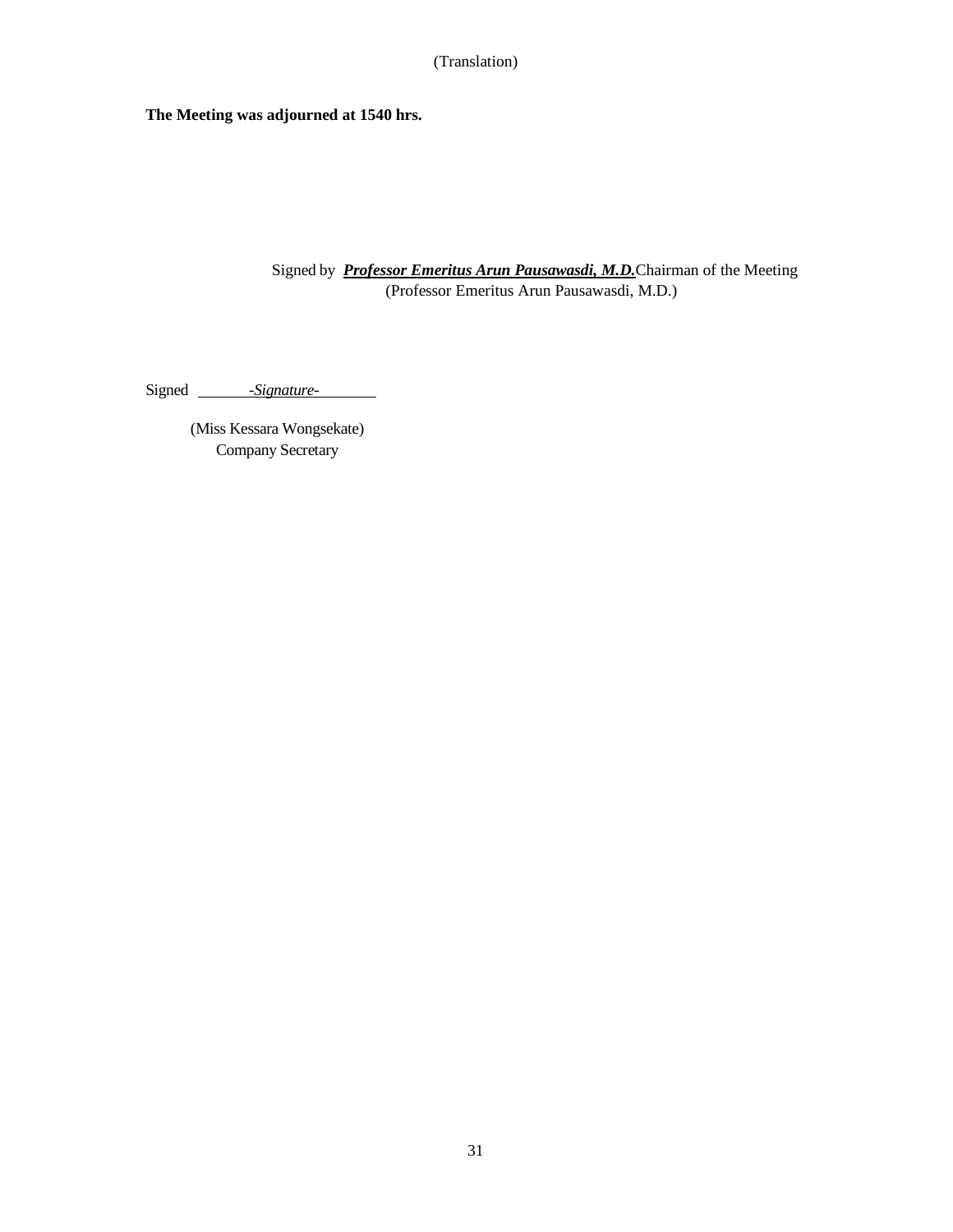(Translation)

**The Meeting was adjourned at 1540 hrs.**

Signed by ***Professor Emeritus Arun Pausawasdi, M.D.*** Chairman of the Meeting
(Professor Emeritus Arun Pausawasdi, M.D.)

Signed *-Signature-*

(Miss Kessara Wongsekate)
Company Secretary